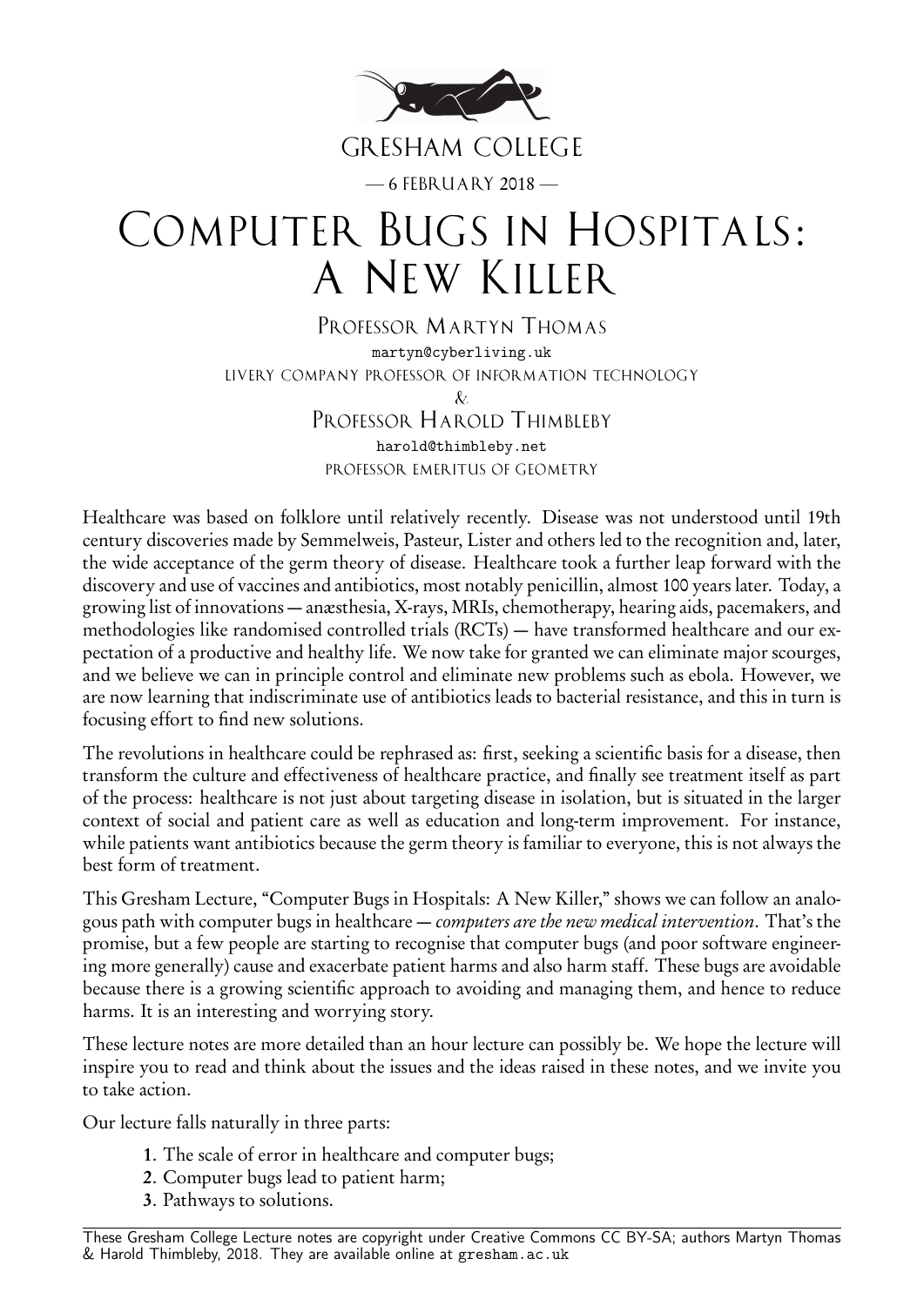GRESHAM COLLEGE

— 6 FEBRUARY 2018 —

# Computer Bugs in Hospitals: A New Killer

Professor Martyn Thomas
martyn@cyberliving.uk
LIVERY COMPANY PROFESSOR OF INFORMATION TECHNOLOGY
&
Professor Harold Thimbleby
harold@thimbleby.net
PROFESSOR EMERITUS OF GEOMETRY

Healthcare was based on folklore until relatively recently. Disease was not understood until 19th century discoveries made by Semmelweis, Pasteur, Lister and others led to the recognition and, later, the wide acceptance of the germ theory of disease. Healthcare took a further leap forward with the discovery and use of vaccines and antibiotics, most notably penicillin, almost 100 years later. Today, a growing list of innovations — anæsthesia, X-rays, MRIs, chemotherapy, hearing aids, pacemakers, and methodologies like randomised controlled trials (RCTs) — have transformed healthcare and our expectation of a productive and healthy life. We now take for granted we can eliminate major scourges, and we believe we can in principle control and eliminate new problems such as ebola. However, we are now learning that indiscriminate use of antibiotics leads to bacterial resistance, and this in turn is focusing effort to find new solutions.

The revolutions in healthcare could be rephrased as: first, seeking a scientific basis for a disease, then transform the culture and effectiveness of healthcare practice, and finally see treatment itself as part of the process: healthcare is not just about targeting disease in isolation, but is situated in the larger context of social and patient care as well as education and long-term improvement. For instance, while patients want antibiotics because the germ theory is familiar to everyone, this is not always the best form of treatment.

This Gresham Lecture, "Computer Bugs in Hospitals: A New Killer," shows we can follow an analogous path with computer bugs in healthcare — *computers are the new medical intervention*. That's the promise, but a few people are starting to recognise that computer bugs (and poor software engineering more generally) cause and exacerbate patient harms and also harm staff. These bugs are avoidable because there is a growing scientific approach to avoiding and managing them, and hence to reduce harms. It is an interesting and worrying story.

These lecture notes are more detailed than an hour lecture can possibly be. We hope the lecture will inspire you to read and think about the issues and the ideas raised in these notes, and we invite you to take action.

Our lecture falls naturally in three parts:

1. The scale of error in healthcare and computer bugs;
2. Computer bugs lead to patient harm;
3. Pathways to solutions.

These Gresham College Lecture notes are copyright under Creative Commons CC BY-SA; authors Martyn Thomas & Harold Thimbleby, 2018. They are available online at gresham.ac.uk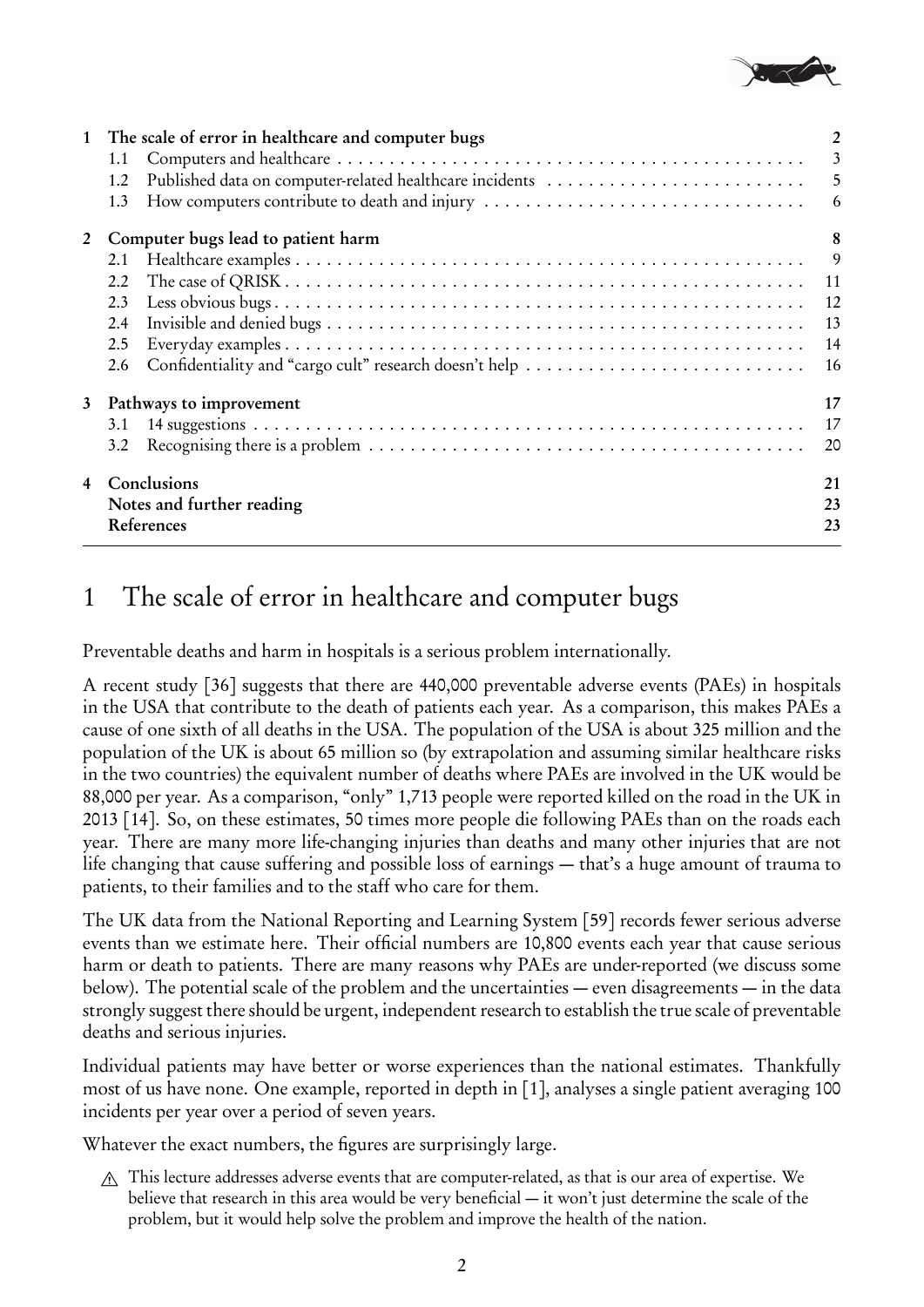| | | |
|---|---|---|
| **1** | **The scale of error in healthcare and computer bugs** | **2** |
| 1.1 | Computers and healthcare | 3 |
| 1.2 | Published data on computer-related healthcare incidents | 5 |
| 1.3 | How computers contribute to death and injury | 6 |
| **2** | **Computer bugs lead to patient harm** | **8** |
| 2.1 | Healthcare examples | 9 |
| 2.2 | The case of QRISK | 11 |
| 2.3 | Less obvious bugs | 12 |
| 2.4 | Invisible and denied bugs | 13 |
| 2.5 | Everyday examples | 14 |
| 2.6 | Confidentiality and "cargo cult" research doesn't help | 16 |
| **3** | **Pathways to improvement** | **17** |
| 3.1 | 14 suggestions | 17 |
| 3.2 | Recognising there is a problem | 20 |
| **4** | **Conclusions** | **21** |
| | **Notes and further reading** | **23** |
| | **References** | **23** |

# 1 The scale of error in healthcare and computer bugs

Preventable deaths and harm in hospitals is a serious problem internationally.

A recent study [36] suggests that there are 440,000 preventable adverse events (PAEs) in hospitals in the USA that contribute to the death of patients each year. As a comparison, this makes PAEs a cause of one sixth of all deaths in the USA. The population of the USA is about 325 million and the population of the UK is about 65 million so (by extrapolation and assuming similar healthcare risks in the two countries) the equivalent number of deaths where PAEs are involved in the UK would be 88,000 per year. As a comparison, "only" 1,713 people were reported killed on the road in the UK in 2013 [14]. So, on these estimates, 50 times more people die following PAEs than on the roads each year. There are many more life-changing injuries than deaths and many other injuries that are not life changing that cause suffering and possible loss of earnings — that's a huge amount of trauma to patients, to their families and to the staff who care for them.

The UK data from the National Reporting and Learning System [59] records fewer serious adverse events than we estimate here. Their official numbers are 10,800 events each year that cause serious harm or death to patients. There are many reasons why PAEs are under-reported (we discuss some below). The potential scale of the problem and the uncertainties — even disagreements — in the data strongly suggest there should be urgent, independent research to establish the true scale of preventable deaths and serious injuries.

Individual patients may have better or worse experiences than the national estimates. Thankfully most of us have none. One example, reported in depth in [1], analyses a single patient averaging 100 incidents per year over a period of seven years.

Whatever the exact numbers, the figures are surprisingly large.

⚠ This lecture addresses adverse events that are computer-related, as that is our area of expertise. We believe that research in this area would be very beneficial — it won't just determine the scale of the problem, but it would help solve the problem and improve the health of the nation.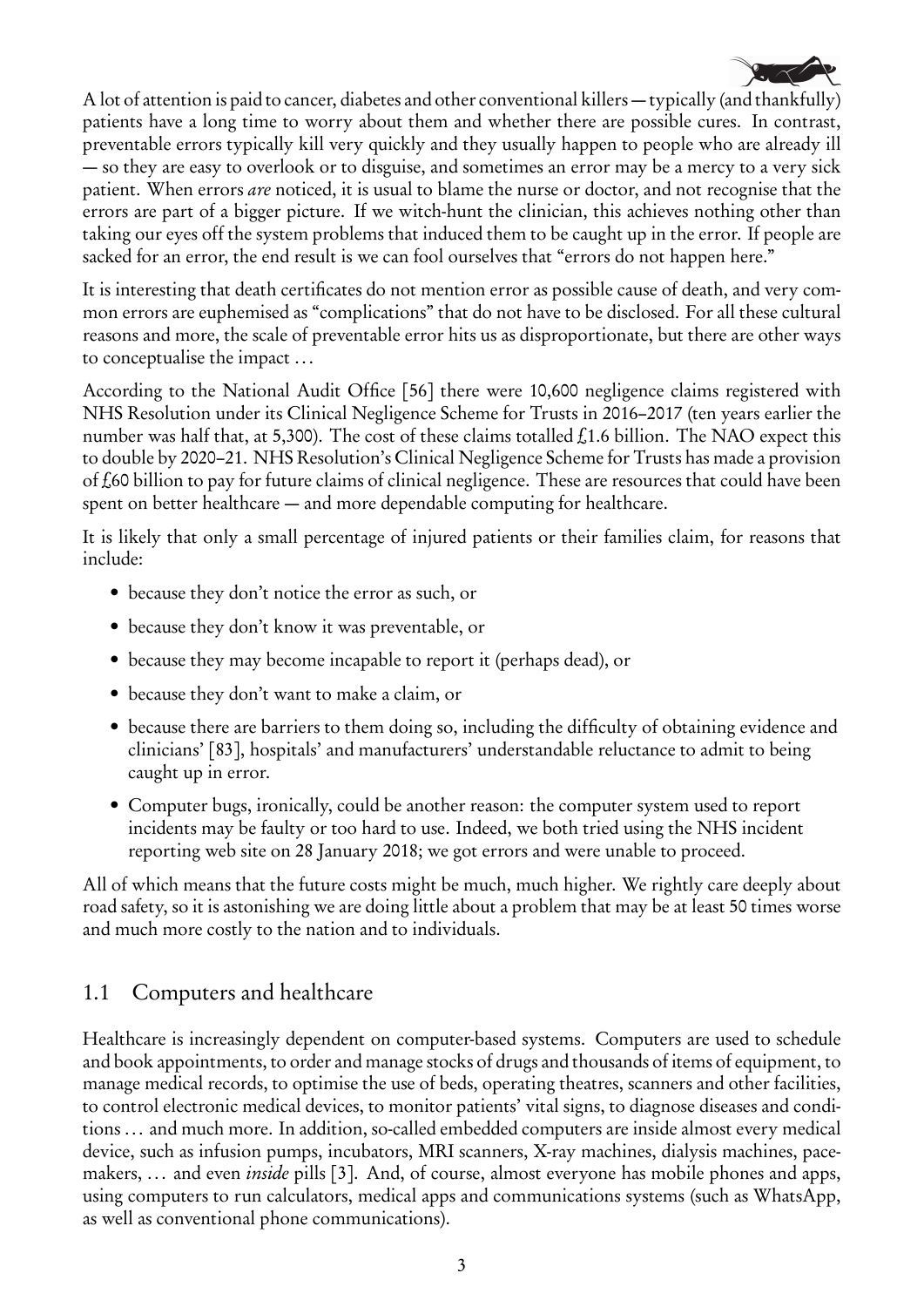A lot of attention is paid to cancer, diabetes and other conventional killers — typically (and thankfully) patients have a long time to worry about them and whether there are possible cures. In contrast, preventable errors typically kill very quickly and they usually happen to people who are already ill — so they are easy to overlook or to disguise, and sometimes an error may be a mercy to a very sick patient. When errors *are* noticed, it is usual to blame the nurse or doctor, and not recognise that the errors are part of a bigger picture. If we witch-hunt the clinician, this achieves nothing other than taking our eyes off the system problems that induced them to be caught up in the error. If people are sacked for an error, the end result is we can fool ourselves that "errors do not happen here."

It is interesting that death certificates do not mention error as possible cause of death, and very common errors are euphemised as "complications" that do not have to be disclosed. For all these cultural reasons and more, the scale of preventable error hits us as disproportionate, but there are other ways to conceptualise the impact …

According to the National Audit Office [56] there were 10,600 negligence claims registered with NHS Resolution under its Clinical Negligence Scheme for Trusts in 2016–2017 (ten years earlier the number was half that, at 5,300). The cost of these claims totalled £1.6 billion. The NAO expect this to double by 2020–21. NHS Resolution's Clinical Negligence Scheme for Trusts has made a provision of £60 billion to pay for future claims of clinical negligence. These are resources that could have been spent on better healthcare — and more dependable computing for healthcare.

It is likely that only a small percentage of injured patients or their families claim, for reasons that include:

- because they don't notice the error as such, or
- because they don't know it was preventable, or
- because they may become incapable to report it (perhaps dead), or
- because they don't want to make a claim, or
- because there are barriers to them doing so, including the difficulty of obtaining evidence and clinicians' [83], hospitals' and manufacturers' understandable reluctance to admit to being caught up in error.
- Computer bugs, ironically, could be another reason: the computer system used to report incidents may be faulty or too hard to use. Indeed, we both tried using the NHS incident reporting web site on 28 January 2018; we got errors and were unable to proceed.

All of which means that the future costs might be much, much higher. We rightly care deeply about road safety, so it is astonishing we are doing little about a problem that may be at least 50 times worse and much more costly to the nation and to individuals.

## 1.1 Computers and healthcare

Healthcare is increasingly dependent on computer-based systems. Computers are used to schedule and book appointments, to order and manage stocks of drugs and thousands of items of equipment, to manage medical records, to optimise the use of beds, operating theatres, scanners and other facilities, to control electronic medical devices, to monitor patients' vital signs, to diagnose diseases and conditions … and much more. In addition, so-called embedded computers are inside almost every medical device, such as infusion pumps, incubators, MRI scanners, X-ray machines, dialysis machines, pacemakers, … and even *inside* pills [3]. And, of course, almost everyone has mobile phones and apps, using computers to run calculators, medical apps and communications systems (such as WhatsApp, as well as conventional phone communications).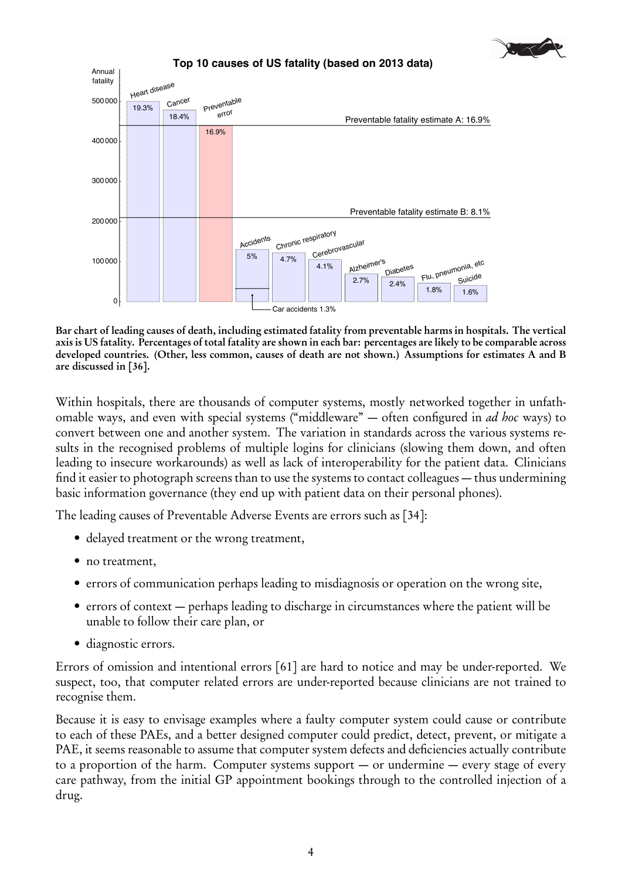**Top 10 causes of US fatality (based on 2013 data)**

| Cause | Percentage of total fatality |
| --- | --- |
| Heart disease | 19.3% |
| Cancer | 18.4% |
| Preventable error | 16.9% |
| Accidents | 5% |
| Chronic respiratory | 4.7% |
| Cerebrovascular | 4.1% |
| Alzheimer's | 2.7% |
| Diabetes | 2.4% |
| Flu, pneumonia, etc | 1.8% |
| Suicide | 1.6% |

Car accidents 1.3%

Preventable fatality estimate A: 16.9%

Preventable fatality estimate B: 8.1%

**Bar chart of leading causes of death, including estimated fatality from preventable harms in hospitals. The vertical axis is US fatality. Percentages of total fatality are shown in each bar: percentages are likely to be comparable across developed countries. (Other, less common, causes of death are not shown.) Assumptions for estimates A and B are discussed in [36].**

Within hospitals, there are thousands of computer systems, mostly networked together in unfathomable ways, and even with special systems ("middleware" — often configured in *ad hoc* ways) to convert between one and another system. The variation in standards across the various systems results in the recognised problems of multiple logins for clinicians (slowing them down, and often leading to insecure workarounds) as well as lack of interoperability for the patient data. Clinicians find it easier to photograph screens than to use the systems to contact colleagues — thus undermining basic information governance (they end up with patient data on their personal phones).

The leading causes of Preventable Adverse Events are errors such as [34]:

- delayed treatment or the wrong treatment,
- no treatment,
- errors of communication perhaps leading to misdiagnosis or operation on the wrong site,
- errors of context — perhaps leading to discharge in circumstances where the patient will be unable to follow their care plan, or
- diagnostic errors.

Errors of omission and intentional errors [61] are hard to notice and may be under-reported. We suspect, too, that computer related errors are under-reported because clinicians are not trained to recognise them.

Because it is easy to envisage examples where a faulty computer system could cause or contribute to each of these PAEs, and a better designed computer could predict, detect, prevent, or mitigate a PAE, it seems reasonable to assume that computer system defects and deficiencies actually contribute to a proportion of the harm. Computer systems support — or undermine — every stage of every care pathway, from the initial GP appointment bookings through to the controlled injection of a drug.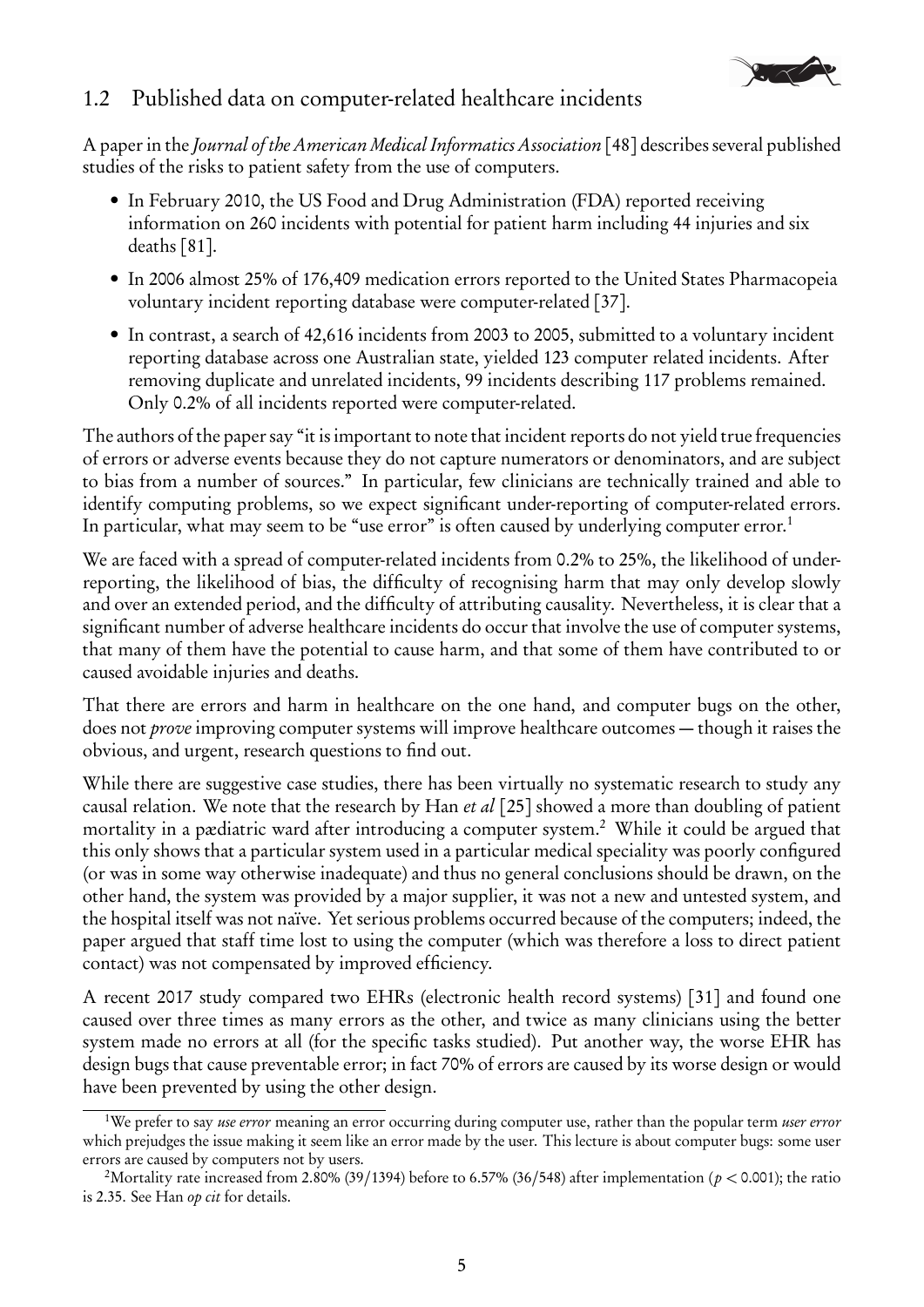## 1.2 Published data on computer-related healthcare incidents

A paper in the *Journal of the American Medical Informatics Association* [48] describes several published studies of the risks to patient safety from the use of computers.

- In February 2010, the US Food and Drug Administration (FDA) reported receiving information on 260 incidents with potential for patient harm including 44 injuries and six deaths [81].
- In 2006 almost 25% of 176,409 medication errors reported to the United States Pharmacopeia voluntary incident reporting database were computer-related [37].
- In contrast, a search of 42,616 incidents from 2003 to 2005, submitted to a voluntary incident reporting database across one Australian state, yielded 123 computer related incidents. After removing duplicate and unrelated incidents, 99 incidents describing 117 problems remained. Only 0.2% of all incidents reported were computer-related.

The authors of the paper say "it is important to note that incident reports do not yield true frequencies of errors or adverse events because they do not capture numerators or denominators, and are subject to bias from a number of sources." In particular, few clinicians are technically trained and able to identify computing problems, so we expect significant under-reporting of computer-related errors. In particular, what may seem to be "use error" is often caused by underlying computer error.[1]

We are faced with a spread of computer-related incidents from 0.2% to 25%, the likelihood of under-reporting, the likelihood of bias, the difficulty of recognising harm that may only develop slowly and over an extended period, and the difficulty of attributing causality. Nevertheless, it is clear that a significant number of adverse healthcare incidents do occur that involve the use of computer systems, that many of them have the potential to cause harm, and that some of them have contributed to or caused avoidable injuries and deaths.

That there are errors and harm in healthcare on the one hand, and computer bugs on the other, does not *prove* improving computer systems will improve healthcare outcomes — though it raises the obvious, and urgent, research questions to find out.

While there are suggestive case studies, there has been virtually no systematic research to study any causal relation. We note that the research by Han *et al* [25] showed a more than doubling of patient mortality in a pædiatric ward after introducing a computer system.[2] While it could be argued that this only shows that a particular system used in a particular medical speciality was poorly configured (or was in some way otherwise inadequate) and thus no general conclusions should be drawn, on the other hand, the system was provided by a major supplier, it was not a new and untested system, and the hospital itself was not naïve. Yet serious problems occurred because of the computers; indeed, the paper argued that staff time lost to using the computer (which was therefore a loss to direct patient contact) was not compensated by improved efficiency.

A recent 2017 study compared two EHRs (electronic health record systems) [31] and found one caused over three times as many errors as the other, and twice as many clinicians using the better system made no errors at all (for the specific tasks studied). Put another way, the worse EHR has design bugs that cause preventable error; in fact 70% of errors are caused by its worse design or would have been prevented by using the other design.

---

[1] We prefer to say *use error* meaning an error occurring during computer use, rather than the popular term *user error* which prejudges the issue making it seem like an error made by the user. This lecture is about computer bugs: some user errors are caused by computers not by users.

[2] Mortality rate increased from 2.80% (39/1394) before to 6.57% (36/548) after implementation ($p < 0.001$); the ratio is 2.35. See Han *op cit* for details.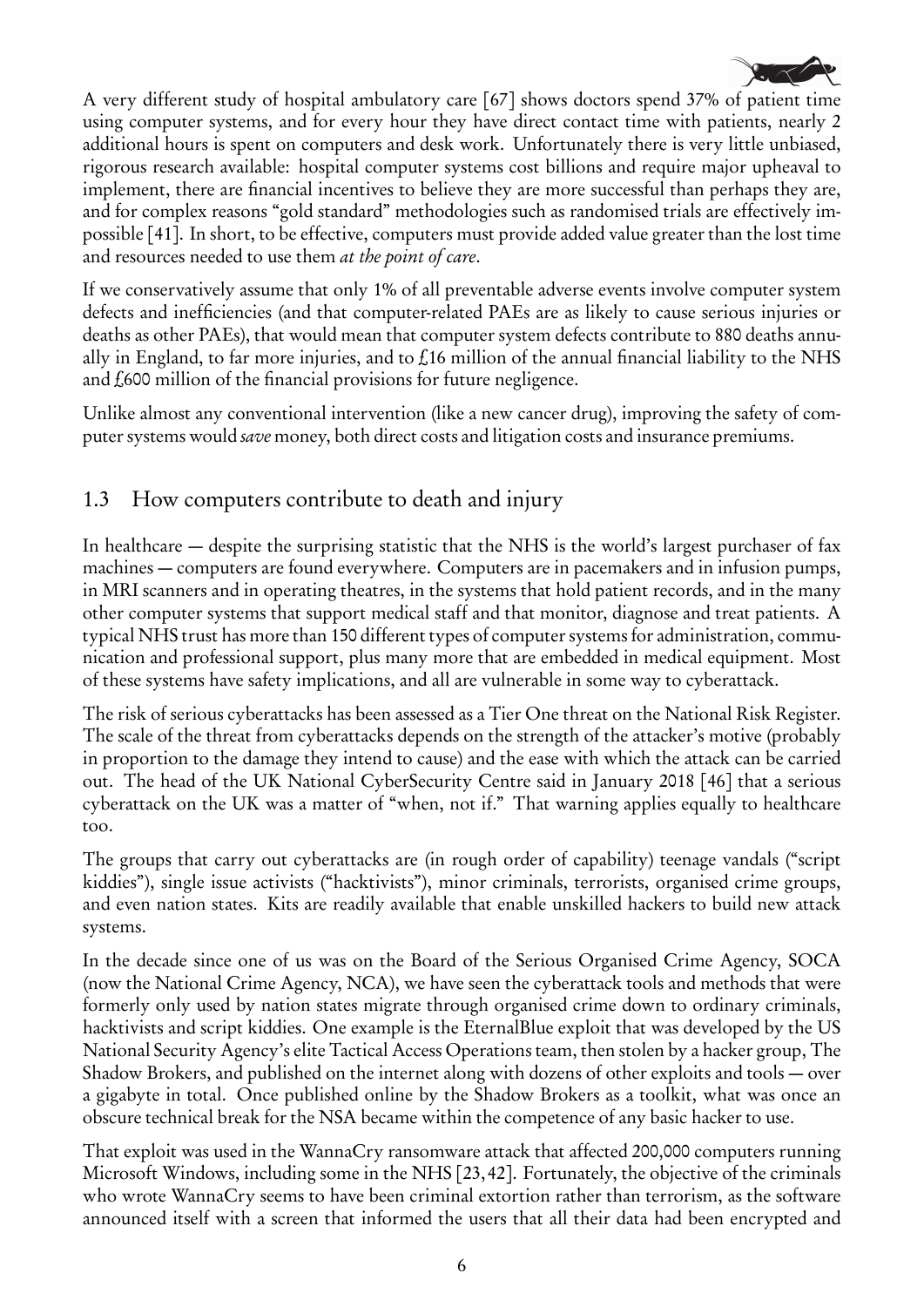A very different study of hospital ambulatory care [67] shows doctors spend 37% of patient time using computer systems, and for every hour they have direct contact time with patients, nearly 2 additional hours is spent on computers and desk work. Unfortunately there is very little unbiased, rigorous research available: hospital computer systems cost billions and require major upheaval to implement, there are financial incentives to believe they are more successful than perhaps they are, and for complex reasons "gold standard" methodologies such as randomised trials are effectively impossible [41]. In short, to be effective, computers must provide added value greater than the lost time and resources needed to use them *at the point of care*.

If we conservatively assume that only 1% of all preventable adverse events involve computer system defects and inefficiencies (and that computer-related PAEs are as likely to cause serious injuries or deaths as other PAEs), that would mean that computer system defects contribute to 880 deaths annually in England, to far more injuries, and to £16 million of the annual financial liability to the NHS and £600 million of the financial provisions for future negligence.

Unlike almost any conventional intervention (like a new cancer drug), improving the safety of computer systems would *save* money, both direct costs and litigation costs and insurance premiums.

## 1.3 How computers contribute to death and injury

In healthcare — despite the surprising statistic that the NHS is the world's largest purchaser of fax machines — computers are found everywhere. Computers are in pacemakers and in infusion pumps, in MRI scanners and in operating theatres, in the systems that hold patient records, and in the many other computer systems that support medical staff and that monitor, diagnose and treat patients. A typical NHS trust has more than 150 different types of computer systems for administration, communication and professional support, plus many more that are embedded in medical equipment. Most of these systems have safety implications, and all are vulnerable in some way to cyberattack.

The risk of serious cyberattacks has been assessed as a Tier One threat on the National Risk Register. The scale of the threat from cyberattacks depends on the strength of the attacker's motive (probably in proportion to the damage they intend to cause) and the ease with which the attack can be carried out. The head of the UK National CyberSecurity Centre said in January 2018 [46] that a serious cyberattack on the UK was a matter of "when, not if." That warning applies equally to healthcare too.

The groups that carry out cyberattacks are (in rough order of capability) teenage vandals ("script kiddies"), single issue activists ("hacktivists"), minor criminals, terrorists, organised crime groups, and even nation states. Kits are readily available that enable unskilled hackers to build new attack systems.

In the decade since one of us was on the Board of the Serious Organised Crime Agency, SOCA (now the National Crime Agency, NCA), we have seen the cyberattack tools and methods that were formerly only used by nation states migrate through organised crime down to ordinary criminals, hacktivists and script kiddies. One example is the EternalBlue exploit that was developed by the US National Security Agency's elite Tactical Access Operations team, then stolen by a hacker group, The Shadow Brokers, and published on the internet along with dozens of other exploits and tools — over a gigabyte in total. Once published online by the Shadow Brokers as a toolkit, what was once an obscure technical break for the NSA became within the competence of any basic hacker to use.

That exploit was used in the WannaCry ransomware attack that affected 200,000 computers running Microsoft Windows, including some in the NHS [23, 42]. Fortunately, the objective of the criminals who wrote WannaCry seems to have been criminal extortion rather than terrorism, as the software announced itself with a screen that informed the users that all their data had been encrypted and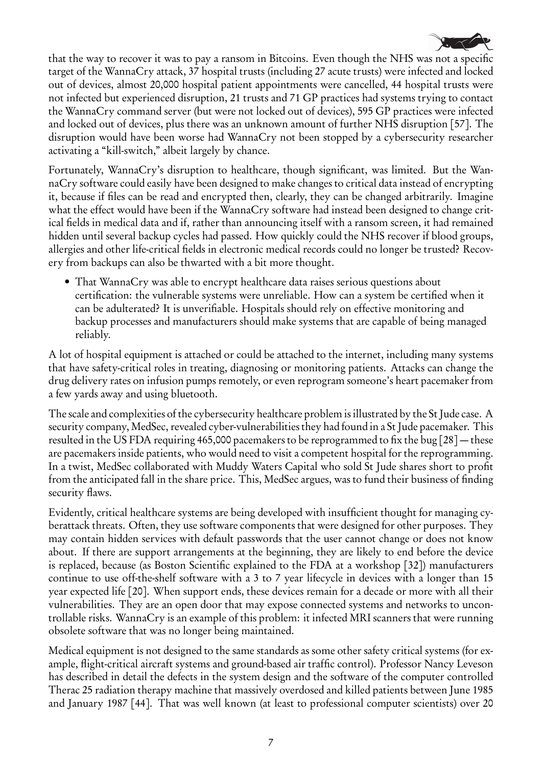that the way to recover it was to pay a ransom in Bitcoins. Even though the NHS was not a specific target of the WannaCry attack, 37 hospital trusts (including 27 acute trusts) were infected and locked out of devices, almost 20,000 hospital patient appointments were cancelled, 44 hospital trusts were not infected but experienced disruption, 21 trusts and 71 GP practices had systems trying to contact the WannaCry command server (but were not locked out of devices), 595 GP practices were infected and locked out of devices, plus there was an unknown amount of further NHS disruption [57]. The disruption would have been worse had WannaCry not been stopped by a cybersecurity researcher activating a "kill-switch," albeit largely by chance.

Fortunately, WannaCry's disruption to healthcare, though significant, was limited. But the WannaCry software could easily have been designed to make changes to critical data instead of encrypting it, because if files can be read and encrypted then, clearly, they can be changed arbitrarily. Imagine what the effect would have been if the WannaCry software had instead been designed to change critical fields in medical data and if, rather than announcing itself with a ransom screen, it had remained hidden until several backup cycles had passed. How quickly could the NHS recover if blood groups, allergies and other life-critical fields in electronic medical records could no longer be trusted? Recovery from backups can also be thwarted with a bit more thought.

- That WannaCry was able to encrypt healthcare data raises serious questions about certification: the vulnerable systems were unreliable. How can a system be certified when it can be adulterated? It is unverifiable. Hospitals should rely on effective monitoring and backup processes and manufacturers should make systems that are capable of being managed reliably.

A lot of hospital equipment is attached or could be attached to the internet, including many systems that have safety-critical roles in treating, diagnosing or monitoring patients. Attacks can change the drug delivery rates on infusion pumps remotely, or even reprogram someone's heart pacemaker from a few yards away and using bluetooth.

The scale and complexities of the cybersecurity healthcare problem is illustrated by the St Jude case. A security company, MedSec, revealed cyber-vulnerabilities they had found in a St Jude pacemaker. This resulted in the US FDA requiring 465,000 pacemakers to be reprogrammed to fix the bug [28] — these are pacemakers inside patients, who would need to visit a competent hospital for the reprogramming. In a twist, MedSec collaborated with Muddy Waters Capital who sold St Jude shares short to profit from the anticipated fall in the share price. This, MedSec argues, was to fund their business of finding security flaws.

Evidently, critical healthcare systems are being developed with insufficient thought for managing cyberattack threats. Often, they use software components that were designed for other purposes. They may contain hidden services with default passwords that the user cannot change or does not know about. If there are support arrangements at the beginning, they are likely to end before the device is replaced, because (as Boston Scientific explained to the FDA at a workshop [32]) manufacturers continue to use off-the-shelf software with a 3 to 7 year lifecycle in devices with a longer than 15 year expected life [20]. When support ends, these devices remain for a decade or more with all their vulnerabilities. They are an open door that may expose connected systems and networks to uncontrollable risks. WannaCry is an example of this problem: it infected MRI scanners that were running obsolete software that was no longer being maintained.

Medical equipment is not designed to the same standards as some other safety critical systems (for example, flight-critical aircraft systems and ground-based air traffic control). Professor Nancy Leveson has described in detail the defects in the system design and the software of the computer controlled Therac 25 radiation therapy machine that massively overdosed and killed patients between June 1985 and January 1987 [44]. That was well known (at least to professional computer scientists) over 20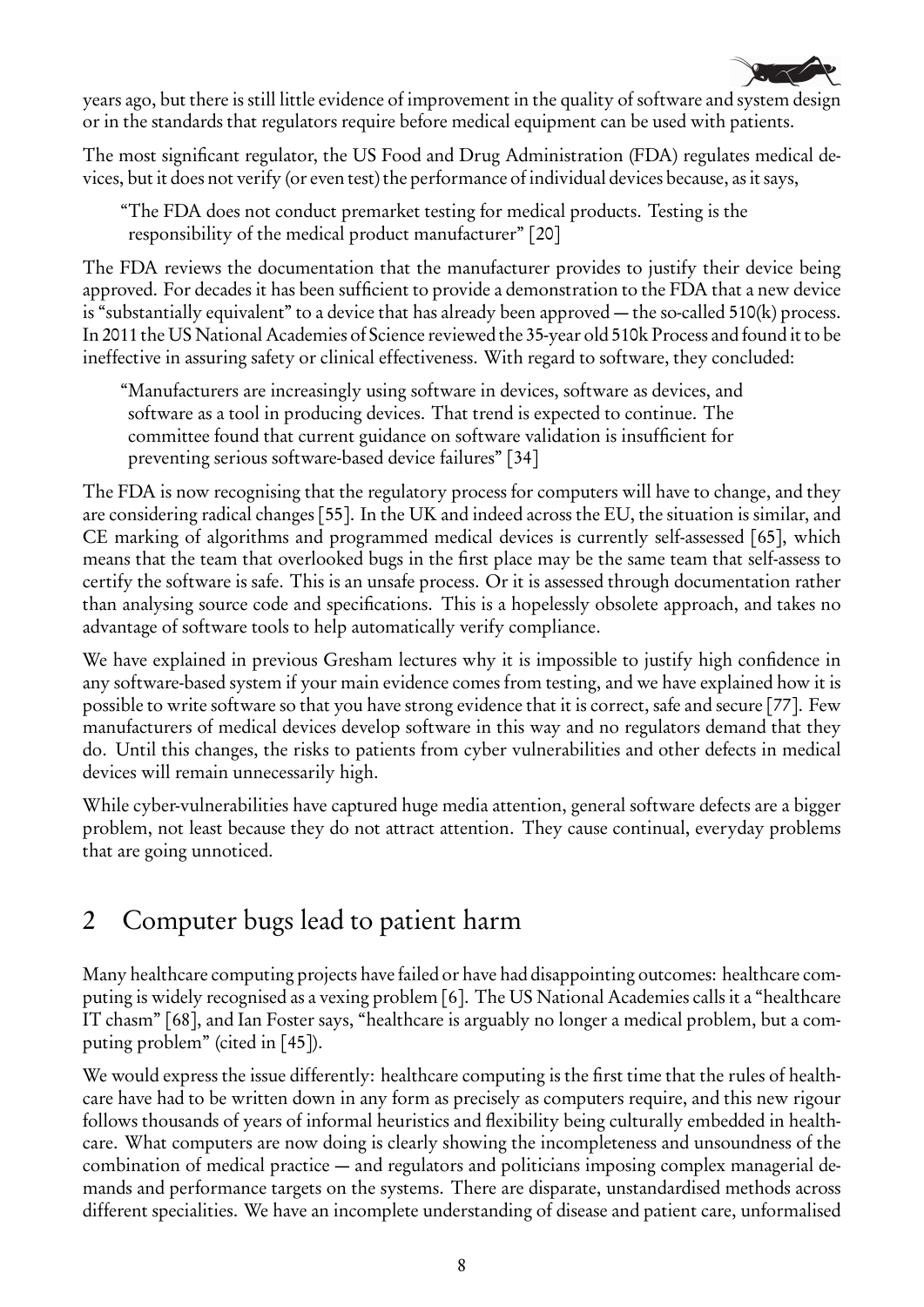years ago, but there is still little evidence of improvement in the quality of software and system design or in the standards that regulators require before medical equipment can be used with patients.

The most significant regulator, the US Food and Drug Administration (FDA) regulates medical devices, but it does not verify (or even test) the performance of individual devices because, as it says,

> "The FDA does not conduct premarket testing for medical products. Testing is the responsibility of the medical product manufacturer" [20]

The FDA reviews the documentation that the manufacturer provides to justify their device being approved. For decades it has been sufficient to provide a demonstration to the FDA that a new device is "substantially equivalent" to a device that has already been approved — the so-called 510(k) process. In 2011 the US National Academies of Science reviewed the 35-year old 510k Process and found it to be ineffective in assuring safety or clinical effectiveness. With regard to software, they concluded:

> "Manufacturers are increasingly using software in devices, software as devices, and software as a tool in producing devices. That trend is expected to continue. The committee found that current guidance on software validation is insufficient for preventing serious software-based device failures" [34]

The FDA is now recognising that the regulatory process for computers will have to change, and they are considering radical changes [55]. In the UK and indeed across the EU, the situation is similar, and CE marking of algorithms and programmed medical devices is currently self-assessed [65], which means that the team that overlooked bugs in the first place may be the same team that self-assess to certify the software is safe. This is an unsafe process. Or it is assessed through documentation rather than analysing source code and specifications. This is a hopelessly obsolete approach, and takes no advantage of software tools to help automatically verify compliance.

We have explained in previous Gresham lectures why it is impossible to justify high confidence in any software-based system if your main evidence comes from testing, and we have explained how it is possible to write software so that you have strong evidence that it is correct, safe and secure [77]. Few manufacturers of medical devices develop software in this way and no regulators demand that they do. Until this changes, the risks to patients from cyber vulnerabilities and other defects in medical devices will remain unnecessarily high.

While cyber-vulnerabilities have captured huge media attention, general software defects are a bigger problem, not least because they do not attract attention. They cause continual, everyday problems that are going unnoticed.

## 2 Computer bugs lead to patient harm

Many healthcare computing projects have failed or have had disappointing outcomes: healthcare computing is widely recognised as a vexing problem [6]. The US National Academies calls it a "healthcare IT chasm" [68], and Ian Foster says, "healthcare is arguably no longer a medical problem, but a computing problem" (cited in [45]).

We would express the issue differently: healthcare computing is the first time that the rules of healthcare have had to be written down in any form as precisely as computers require, and this new rigour follows thousands of years of informal heuristics and flexibility being culturally embedded in healthcare. What computers are now doing is clearly showing the incompleteness and unsoundness of the combination of medical practice — and regulators and politicians imposing complex managerial demands and performance targets on the systems. There are disparate, unstandardised methods across different specialities. We have an incomplete understanding of disease and patient care, unformalised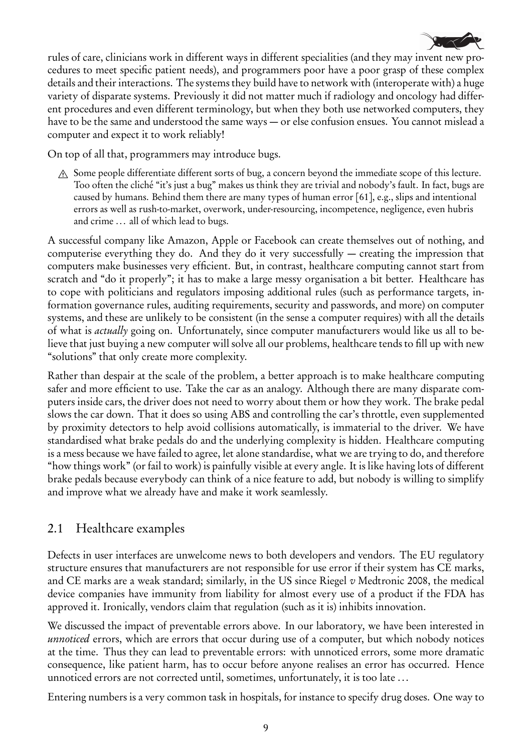rules of care, clinicians work in different ways in different specialities (and they may invent new procedures to meet specific patient needs), and programmers poor have a poor grasp of these complex details and their interactions. The systems they build have to network with (interoperate with) a huge variety of disparate systems. Previously it did not matter much if radiology and oncology had different procedures and even different terminology, but when they both use networked computers, they have to be the same and understood the same ways — or else confusion ensues. You cannot mislead a computer and expect it to work reliably!

On top of all that, programmers may introduce bugs.

> ⚠ Some people differentiate different sorts of bug, a concern beyond the immediate scope of this lecture. Too often the cliché "it's just a bug" makes us think they are trivial and nobody's fault. In fact, bugs are caused by humans. Behind them there are many types of human error [61], e.g., slips and intentional errors as well as rush-to-market, overwork, under-resourcing, incompetence, negligence, even hubris and crime … all of which lead to bugs.

A successful company like Amazon, Apple or Facebook can create themselves out of nothing, and computerise everything they do. And they do it very successfully — creating the impression that computers make businesses very efficient. But, in contrast, healthcare computing cannot start from scratch and "do it properly"; it has to make a large messy organisation a bit better. Healthcare has to cope with politicians and regulators imposing additional rules (such as performance targets, information governance rules, auditing requirements, security and passwords, and more) on computer systems, and these are unlikely to be consistent (in the sense a computer requires) with all the details of what is *actually* going on. Unfortunately, since computer manufacturers would like us all to believe that just buying a new computer will solve all our problems, healthcare tends to fill up with new "solutions" that only create more complexity.

Rather than despair at the scale of the problem, a better approach is to make healthcare computing safer and more efficient to use. Take the car as an analogy. Although there are many disparate computers inside cars, the driver does not need to worry about them or how they work. The brake pedal slows the car down. That it does so using ABS and controlling the car's throttle, even supplemented by proximity detectors to help avoid collisions automatically, is immaterial to the driver. We have standardised what brake pedals do and the underlying complexity is hidden. Healthcare computing is a mess because we have failed to agree, let alone standardise, what we are trying to do, and therefore "how things work" (or fail to work) is painfully visible at every angle. It is like having lots of different brake pedals because everybody can think of a nice feature to add, but nobody is willing to simplify and improve what we already have and make it work seamlessly.

## 2.1 Healthcare examples

Defects in user interfaces are unwelcome news to both developers and vendors. The EU regulatory structure ensures that manufacturers are not responsible for use error if their system has CE marks, and CE marks are a weak standard; similarly, in the US since Riegel *v* Medtronic 2008, the medical device companies have immunity from liability for almost every use of a product if the FDA has approved it. Ironically, vendors claim that regulation (such as it is) inhibits innovation.

We discussed the impact of preventable errors above. In our laboratory, we have been interested in *unnoticed* errors, which are errors that occur during use of a computer, but which nobody notices at the time. Thus they can lead to preventable errors: with unnoticed errors, some more dramatic consequence, like patient harm, has to occur before anyone realises an error has occurred. Hence unnoticed errors are not corrected until, sometimes, unfortunately, it is too late …

Entering numbers is a very common task in hospitals, for instance to specify drug doses. One way to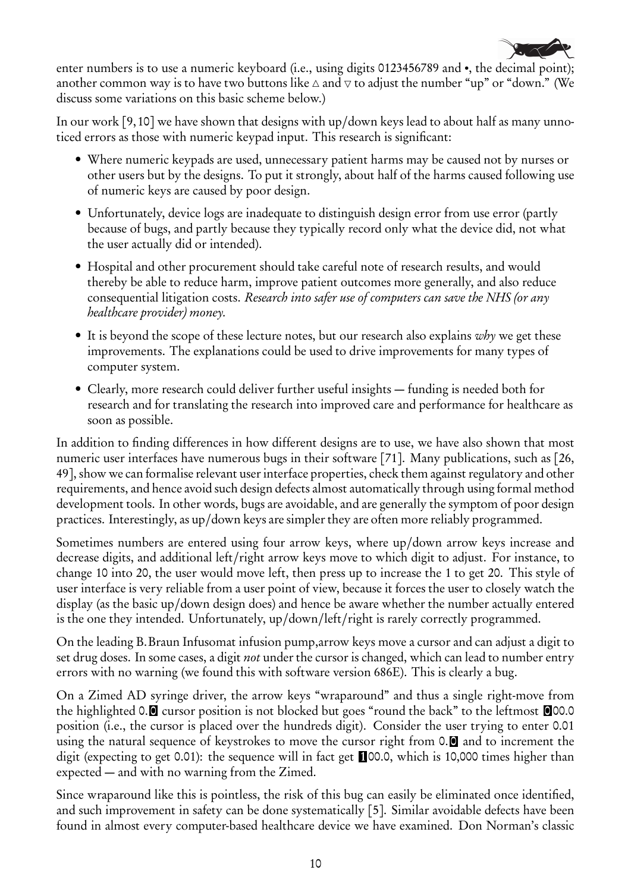enter numbers is to use a numeric keyboard (i.e., using digits 0123456789 and •, the decimal point); another common way is to have two buttons like △ and ▽ to adjust the number "up" or "down." (We discuss some variations on this basic scheme below.)

In our work [9, 10] we have shown that designs with up/down keys lead to about half as many unnoticed errors as those with numeric keypad input. This research is significant:

- Where numeric keypads are used, unnecessary patient harms may be caused not by nurses or other users but by the designs. To put it strongly, about half of the harms caused following use of numeric keys are caused by poor design.
- Unfortunately, device logs are inadequate to distinguish design error from use error (partly because of bugs, and partly because they typically record only what the device did, not what the user actually did or intended).
- Hospital and other procurement should take careful note of research results, and would thereby be able to reduce harm, improve patient outcomes more generally, and also reduce consequential litigation costs. *Research into safer use of computers can save the NHS (or any healthcare provider) money.*
- It is beyond the scope of these lecture notes, but our research also explains *why* we get these improvements. The explanations could be used to drive improvements for many types of computer system.
- Clearly, more research could deliver further useful insights — funding is needed both for research and for translating the research into improved care and performance for healthcare as soon as possible.

In addition to finding differences in how different designs are to use, we have also shown that most numeric user interfaces have numerous bugs in their software [71]. Many publications, such as [26, 49], show we can formalise relevant user interface properties, check them against regulatory and other requirements, and hence avoid such design defects almost automatically through using formal method development tools. In other words, bugs are avoidable, and are generally the symptom of poor design practices. Interestingly, as up/down keys are simpler they are often more reliably programmed.

Sometimes numbers are entered using four arrow keys, where up/down arrow keys increase and decrease digits, and additional left/right arrow keys move to which digit to adjust. For instance, to change 10 into 20, the user would move left, then press up to increase the 1 to get 20. This style of user interface is very reliable from a user point of view, because it forces the user to closely watch the display (as the basic up/down design does) and hence be aware whether the number actually entered is the one they intended. Unfortunately, up/down/left/right is rarely correctly programmed.

On the leading B.Braun Infusomat infusion pump,arrow keys move a cursor and can adjust a digit to set drug doses. In some cases, a digit *not* under the cursor is changed, which can lead to number entry errors with no warning (we found this with software version 686E). This is clearly a bug.

On a Zimed AD syringe driver, the arrow keys "wraparound" and thus a single right-move from the highlighted 0.**0** cursor position is not blocked but goes "round the back" to the leftmost **0**00.0 position (i.e., the cursor is placed over the hundreds digit). Consider the user trying to enter 0.01 using the natural sequence of keystrokes to move the cursor right from 0.**0** and to increment the digit (expecting to get 0.01): the sequence will in fact get **1**00.0, which is 10,000 times higher than expected — and with no warning from the Zimed.

Since wraparound like this is pointless, the risk of this bug can easily be eliminated once identified, and such improvement in safety can be done systematically [5]. Similar avoidable defects have been found in almost every computer-based healthcare device we have examined. Don Norman's classic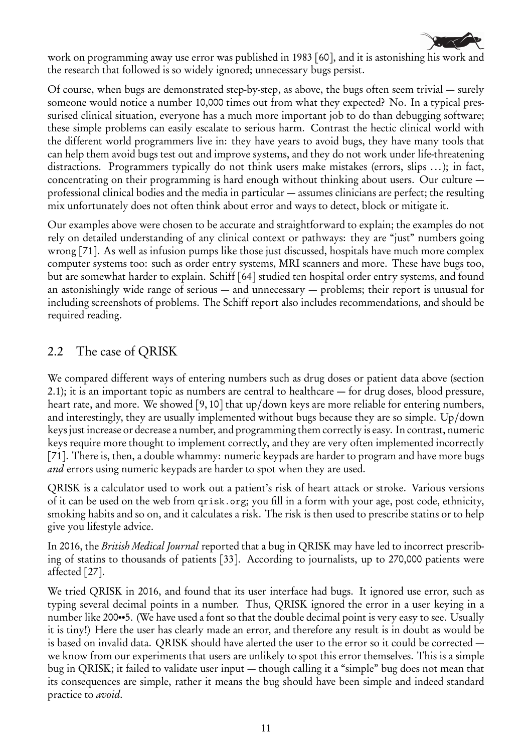work on programming away use error was published in 1983 [60], and it is astonishing his work and the research that followed is so widely ignored; unnecessary bugs persist.

Of course, when bugs are demonstrated step-by-step, as above, the bugs often seem trivial — surely someone would notice a number 10,000 times out from what they expected? No. In a typical pressurised clinical situation, everyone has a much more important job to do than debugging software; these simple problems can easily escalate to serious harm. Contrast the hectic clinical world with the different world programmers live in: they have years to avoid bugs, they have many tools that can help them avoid bugs test out and improve systems, and they do not work under life-threatening distractions. Programmers typically do not think users make mistakes (errors, slips …); in fact, concentrating on their programming is hard enough without thinking about users. Our culture — professional clinical bodies and the media in particular — assumes clinicians are perfect; the resulting mix unfortunately does not often think about error and ways to detect, block or mitigate it.

Our examples above were chosen to be accurate and straightforward to explain; the examples do not rely on detailed understanding of any clinical context or pathways: they are "just" numbers going wrong [71]. As well as infusion pumps like those just discussed, hospitals have much more complex computer systems too: such as order entry systems, MRI scanners and more. These have bugs too, but are somewhat harder to explain. Schiff [64] studied ten hospital order entry systems, and found an astonishingly wide range of serious — and unnecessary — problems; their report is unusual for including screenshots of problems. The Schiff report also includes recommendations, and should be required reading.

## 2.2 The case of QRISK

We compared different ways of entering numbers such as drug doses or patient data above (section 2.1); it is an important topic as numbers are central to healthcare — for drug doses, blood pressure, heart rate, and more. We showed [9, 10] that up/down keys are more reliable for entering numbers, and interestingly, they are usually implemented without bugs because they are so simple. Up/down keys just increase or decrease a number, and programming them correctly is easy. In contrast, numeric keys require more thought to implement correctly, and they are very often implemented incorrectly [71]. There is, then, a double whammy: numeric keypads are harder to program and have more bugs *and* errors using numeric keypads are harder to spot when they are used.

QRISK is a calculator used to work out a patient's risk of heart attack or stroke. Various versions of it can be used on the web from `qrisk.org`; you fill in a form with your age, post code, ethnicity, smoking habits and so on, and it calculates a risk. The risk is then used to prescribe statins or to help give you lifestyle advice.

In 2016, the *British Medical Journal* reported that a bug in QRISK may have led to incorrect prescribing of statins to thousands of patients [33]. According to journalists, up to 270,000 patients were affected [27].

We tried QRISK in 2016, and found that its user interface had bugs. It ignored use error, such as typing several decimal points in a number. Thus, QRISK ignored the error in a user keying in a number like 200••5. (We have used a font so that the double decimal point is very easy to see. Usually it is tiny!) Here the user has clearly made an error, and therefore any result is in doubt as would be is based on invalid data. QRISK should have alerted the user to the error so it could be corrected — we know from our experiments that users are unlikely to spot this error themselves. This is a simple bug in QRISK; it failed to validate user input — though calling it a "simple" bug does not mean that its consequences are simple, rather it means the bug should have been simple and indeed standard practice to *avoid*.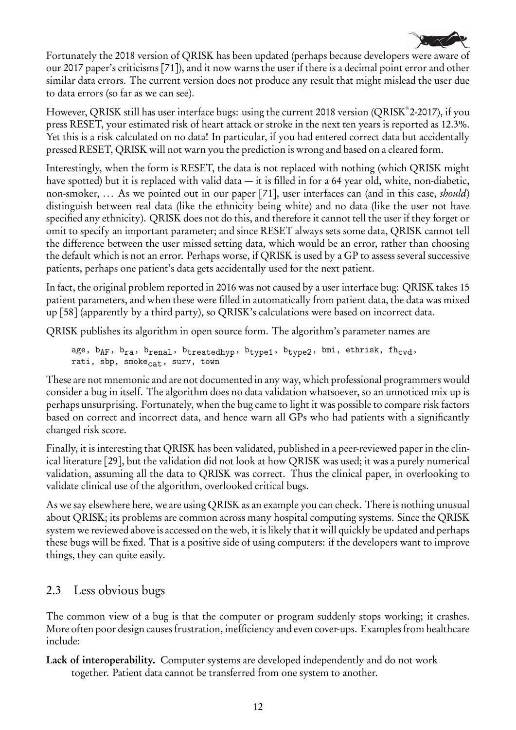Fortunately the 2018 version of QRISK has been updated (perhaps because developers were aware of our 2017 paper's criticisms [71]), and it now warns the user if there is a decimal point error and other similar data errors. The current version does not produce any result that might mislead the user due to data errors (so far as we can see).

However, QRISK still has user interface bugs: using the current 2018 version (QRISK®2-2017), if you press RESET, your estimated risk of heart attack or stroke in the next ten years is reported as 12.3%. Yet this is a risk calculated on no data! In particular, if you had entered correct data but accidentally pressed RESET, QRISK will not warn you the prediction is wrong and based on a cleared form.

Interestingly, when the form is RESET, the data is not replaced with nothing (which QRISK might have spotted) but it is replaced with valid data — it is filled in for a 64 year old, white, non-diabetic, non-smoker, … As we pointed out in our paper [71], user interfaces can (and in this case, *should*) distinguish between real data (like the ethnicity being white) and no data (like the user not have specified any ethnicity). QRISK does not do this, and therefore it cannot tell the user if they forget or omit to specify an important parameter; and since RESET always sets some data, QRISK cannot tell the difference between the user missed setting data, which would be an error, rather than choosing the default which is not an error. Perhaps worse, if QRISK is used by a GP to assess several successive patients, perhaps one patient's data gets accidentally used for the next patient.

In fact, the original problem reported in 2016 was not caused by a user interface bug: QRISK takes 15 patient parameters, and when these were filled in automatically from patient data, the data was mixed up [58] (apparently by a third party), so QRISK's calculations were based on incorrect data.

QRISK publishes its algorithm in open source form. The algorithm's parameter names are

$\texttt{age}$, $\texttt{b}_{\texttt{AF}}$, $\texttt{b}_{\texttt{ra}}$, $\texttt{b}_{\texttt{renal}}$, $\texttt{b}_{\texttt{treatedhyp}}$, $\texttt{b}_{\texttt{type1}}$, $\texttt{b}_{\texttt{type2}}$, $\texttt{bmi}$, $\texttt{ethrisk}$, $\texttt{fh}_{\texttt{cvd}}$, $\texttt{rati}$, $\texttt{sbp}$, $\texttt{smoke}_{\texttt{cat}}$, $\texttt{surv}$, $\texttt{town}$

These are not mnemonic and are not documented in any way, which professional programmers would consider a bug in itself. The algorithm does no data validation whatsoever, so an unnoticed mix up is perhaps unsurprising. Fortunately, when the bug came to light it was possible to compare risk factors based on correct and incorrect data, and hence warn all GPs who had patients with a significantly changed risk score.

Finally, it is interesting that QRISK has been validated, published in a peer-reviewed paper in the clinical literature [29], but the validation did not look at how QRISK was used; it was a purely numerical validation, assuming all the data to QRISK was correct. Thus the clinical paper, in overlooking to validate clinical use of the algorithm, overlooked critical bugs.

As we say elsewhere here, we are using QRISK as an example you can check. There is nothing unusual about QRISK; its problems are common across many hospital computing systems. Since the QRISK system we reviewed above is accessed on the web, it is likely that it will quickly be updated and perhaps these bugs will be fixed. That is a positive side of using computers: if the developers want to improve things, they can quite easily.

## 2.3 Less obvious bugs

The common view of a bug is that the computer or program suddenly stops working; it crashes. More often poor design causes frustration, inefficiency and even cover-ups. Examples from healthcare include:

**Lack of interoperability.** Computer systems are developed independently and do not work together. Patient data cannot be transferred from one system to another.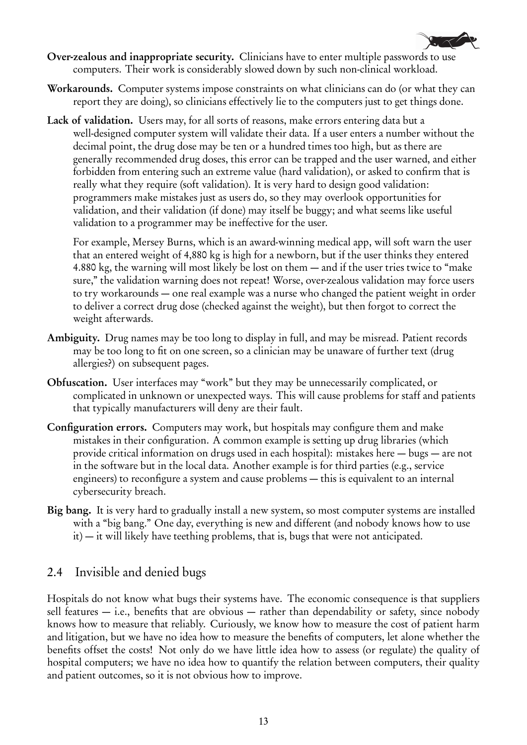**Over-zealous and inappropriate security.** Clinicians have to enter multiple passwords to use computers. Their work is considerably slowed down by such non-clinical workload.

**Workarounds.** Computer systems impose constraints on what clinicians can do (or what they can report they are doing), so clinicians effectively lie to the computers just to get things done.

**Lack of validation.** Users may, for all sorts of reasons, make errors entering data but a well-designed computer system will validate their data. If a user enters a number without the decimal point, the drug dose may be ten or a hundred times too high, but as there are generally recommended drug doses, this error can be trapped and the user warned, and either forbidden from entering such an extreme value (hard validation), or asked to confirm that is really what they require (soft validation). It is very hard to design good validation: programmers make mistakes just as users do, so they may overlook opportunities for validation, and their validation (if done) may itself be buggy; and what seems like useful validation to a programmer may be ineffective for the user.

For example, Mersey Burns, which is an award-winning medical app, will soft warn the user that an entered weight of 4,880 kg is high for a newborn, but if the user thinks they entered 4.880 kg, the warning will most likely be lost on them — and if the user tries twice to "make sure," the validation warning does not repeat! Worse, over-zealous validation may force users to try workarounds — one real example was a nurse who changed the patient weight in order to deliver a correct drug dose (checked against the weight), but then forgot to correct the weight afterwards.

**Ambiguity.** Drug names may be too long to display in full, and may be misread. Patient records may be too long to fit on one screen, so a clinician may be unaware of further text (drug allergies?) on subsequent pages.

**Obfuscation.** User interfaces may "work" but they may be unnecessarily complicated, or complicated in unknown or unexpected ways. This will cause problems for staff and patients that typically manufacturers will deny are their fault.

**Configuration errors.** Computers may work, but hospitals may configure them and make mistakes in their configuration. A common example is setting up drug libraries (which provide critical information on drugs used in each hospital): mistakes here — bugs — are not in the software but in the local data. Another example is for third parties (e.g., service engineers) to reconfigure a system and cause problems — this is equivalent to an internal cybersecurity breach.

**Big bang.** It is very hard to gradually install a new system, so most computer systems are installed with a "big bang." One day, everything is new and different (and nobody knows how to use it) — it will likely have teething problems, that is, bugs that were not anticipated.

## 2.4 Invisible and denied bugs

Hospitals do not know what bugs their systems have. The economic consequence is that suppliers sell features — i.e., benefits that are obvious — rather than dependability or safety, since nobody knows how to measure that reliably. Curiously, we know how to measure the cost of patient harm and litigation, but we have no idea how to measure the benefits of computers, let alone whether the benefits offset the costs! Not only do we have little idea how to assess (or regulate) the quality of hospital computers; we have no idea how to quantify the relation between computers, their quality and patient outcomes, so it is not obvious how to improve.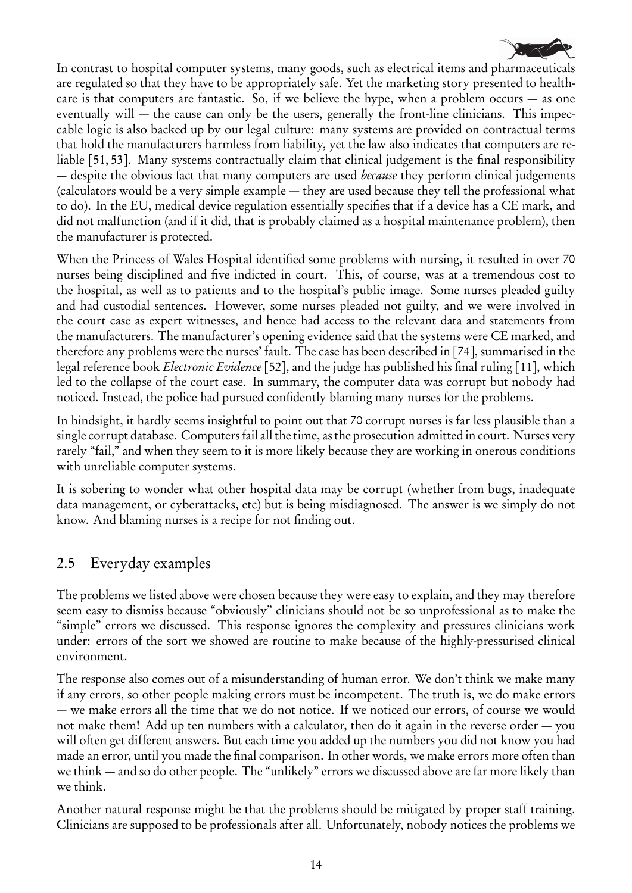In contrast to hospital computer systems, many goods, such as electrical items and pharmaceuticals are regulated so that they have to be appropriately safe. Yet the marketing story presented to healthcare is that computers are fantastic. So, if we believe the hype, when a problem occurs — as one eventually will — the cause can only be the users, generally the front-line clinicians. This impeccable logic is also backed up by our legal culture: many systems are provided on contractual terms that hold the manufacturers harmless from liability, yet the law also indicates that computers are reliable [51, 53]. Many systems contractually claim that clinical judgement is the final responsibility — despite the obvious fact that many computers are used *because* they perform clinical judgements (calculators would be a very simple example — they are used because they tell the professional what to do). In the EU, medical device regulation essentially specifies that if a device has a CE mark, and did not malfunction (and if it did, that is probably claimed as a hospital maintenance problem), then the manufacturer is protected.

When the Princess of Wales Hospital identified some problems with nursing, it resulted in over 70 nurses being disciplined and five indicted in court. This, of course, was at a tremendous cost to the hospital, as well as to patients and to the hospital's public image. Some nurses pleaded guilty and had custodial sentences. However, some nurses pleaded not guilty, and we were involved in the court case as expert witnesses, and hence had access to the relevant data and statements from the manufacturers. The manufacturer's opening evidence said that the systems were CE marked, and therefore any problems were the nurses' fault. The case has been described in [74], summarised in the legal reference book *Electronic Evidence* [52], and the judge has published his final ruling [11], which led to the collapse of the court case. In summary, the computer data was corrupt but nobody had noticed. Instead, the police had pursued confidently blaming many nurses for the problems.

In hindsight, it hardly seems insightful to point out that 70 corrupt nurses is far less plausible than a single corrupt database. Computers fail all the time, as the prosecution admitted in court. Nurses very rarely "fail," and when they seem to it is more likely because they are working in onerous conditions with unreliable computer systems.

It is sobering to wonder what other hospital data may be corrupt (whether from bugs, inadequate data management, or cyberattacks, etc) but is being misdiagnosed. The answer is we simply do not know. And blaming nurses is a recipe for not finding out.

## 2.5 Everyday examples

The problems we listed above were chosen because they were easy to explain, and they may therefore seem easy to dismiss because "obviously" clinicians should not be so unprofessional as to make the "simple" errors we discussed. This response ignores the complexity and pressures clinicians work under: errors of the sort we showed are routine to make because of the highly-pressurised clinical environment.

The response also comes out of a misunderstanding of human error. We don't think we make many if any errors, so other people making errors must be incompetent. The truth is, we do make errors — we make errors all the time that we do not notice. If we noticed our errors, of course we would not make them! Add up ten numbers with a calculator, then do it again in the reverse order — you will often get different answers. But each time you added up the numbers you did not know you had made an error, until you made the final comparison. In other words, we make errors more often than we think — and so do other people. The "unlikely" errors we discussed above are far more likely than we think.

Another natural response might be that the problems should be mitigated by proper staff training. Clinicians are supposed to be professionals after all. Unfortunately, nobody notices the problems we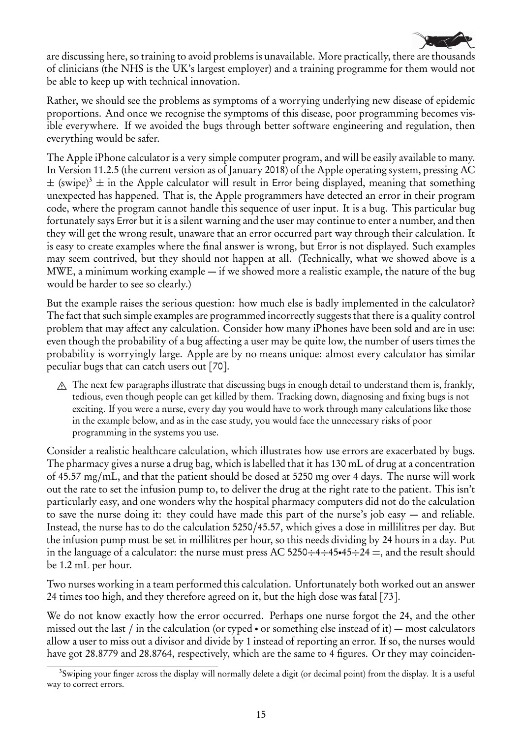are discussing here, so training to avoid problems is unavailable. More practically, there are thousands of clinicians (the NHS is the UK's largest employer) and a training programme for them would not be able to keep up with technical innovation.

Rather, we should see the problems as symptoms of a worrying underlying new disease of epidemic proportions. And once we recognise the symptoms of this disease, poor programming becomes visible everywhere. If we avoided the bugs through better software engineering and regulation, then everything would be safer.

The Apple iPhone calculator is a very simple computer program, and will be easily available to many. In Version 11.2.5 (the current version as of January 2018) of the Apple operating system, pressing AC ± (swipe)[3] ± in the Apple calculator will result in Error being displayed, meaning that something unexpected has happened. That is, the Apple programmers have detected an error in their program code, where the program cannot handle this sequence of user input. It is a bug. This particular bug fortunately says Error but it is a silent warning and the user may continue to enter a number, and then they will get the wrong result, unaware that an error occurred part way through their calculation. It is easy to create examples where the final answer is wrong, but Error is not displayed. Such examples may seem contrived, but they should not happen at all. (Technically, what we showed above is a MWE, a minimum working example — if we showed more a realistic example, the nature of the bug would be harder to see so clearly.)

But the example raises the serious question: how much else is badly implemented in the calculator? The fact that such simple examples are programmed incorrectly suggests that there is a quality control problem that may affect any calculation. Consider how many iPhones have been sold and are in use: even though the probability of a bug affecting a user may be quite low, the number of users times the probability is worryingly large. Apple are by no means unique: almost every calculator has similar peculiar bugs that can catch users out [70].

> ⚠ The next few paragraphs illustrate that discussing bugs in enough detail to understand them is, frankly, tedious, even though people can get killed by them. Tracking down, diagnosing and fixing bugs is not exciting. If you were a nurse, every day you would have to work through many calculations like those in the example below, and as in the case study, you would face the unnecessary risks of poor programming in the systems you use.

Consider a realistic healthcare calculation, which illustrates how use errors are exacerbated by bugs. The pharmacy gives a nurse a drug bag, which is labelled that it has 130 mL of drug at a concentration of 45.57 mg/mL, and that the patient should be dosed at 5250 mg over 4 days. The nurse will work out the rate to set the infusion pump to, to deliver the drug at the right rate to the patient. This isn't particularly easy, and one wonders why the hospital pharmacy computers did not do the calculation to save the nurse doing it: they could have made this part of the nurse's job easy — and reliable. Instead, the nurse has to do the calculation 5250/45.57, which gives a dose in millilitres per day. But the infusion pump must be set in millilitres per hour, so this needs dividing by 24 hours in a day. Put in the language of a calculator: the nurse must press AC 5250÷4÷45•45÷24 =, and the result should be 1.2 mL per hour.

Two nurses working in a team performed this calculation. Unfortunately both worked out an answer 24 times too high, and they therefore agreed on it, but the high dose was fatal [73].

We do not know exactly how the error occurred. Perhaps one nurse forgot the 24, and the other missed out the last / in the calculation (or typed • or something else instead of it) — most calculators allow a user to miss out a divisor and divide by 1 instead of reporting an error. If so, the nurses would have got 28.8779 and 28.8764, respectively, which are the same to 4 figures. Or they may coinciden-

[3] Swiping your finger across the display will normally delete a digit (or decimal point) from the display. It is a useful way to correct errors.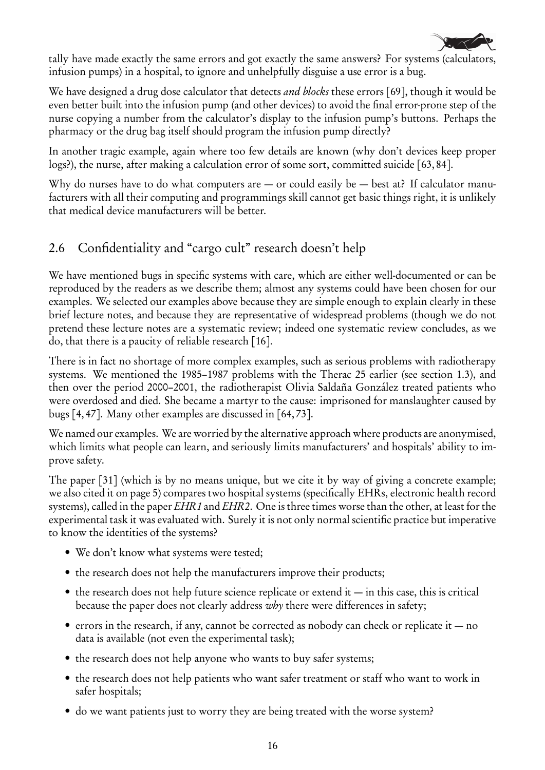tally have made exactly the same errors and got exactly the same answers? For systems (calculators, infusion pumps) in a hospital, to ignore and unhelpfully disguise a use error is a bug.

We have designed a drug dose calculator that detects *and blocks* these errors [69], though it would be even better built into the infusion pump (and other devices) to avoid the final error-prone step of the nurse copying a number from the calculator's display to the infusion pump's buttons. Perhaps the pharmacy or the drug bag itself should program the infusion pump directly?

In another tragic example, again where too few details are known (why don't devices keep proper logs?), the nurse, after making a calculation error of some sort, committed suicide [63, 84].

Why do nurses have to do what computers are — or could easily be — best at? If calculator manufacturers with all their computing and programmings skill cannot get basic things right, it is unlikely that medical device manufacturers will be better.

## 2.6 Confidentiality and "cargo cult" research doesn't help

We have mentioned bugs in specific systems with care, which are either well-documented or can be reproduced by the readers as we describe them; almost any systems could have been chosen for our examples. We selected our examples above because they are simple enough to explain clearly in these brief lecture notes, and because they are representative of widespread problems (though we do not pretend these lecture notes are a systematic review; indeed one systematic review concludes, as we do, that there is a paucity of reliable research [16].

There is in fact no shortage of more complex examples, such as serious problems with radiotherapy systems. We mentioned the 1985–1987 problems with the Therac 25 earlier (see section 1.3), and then over the period 2000–2001, the radiotherapist Olivia Saldaña González treated patients who were overdosed and died. She became a martyr to the cause: imprisoned for manslaughter caused by bugs [4, 47]. Many other examples are discussed in [64, 73].

We named our examples. We are worried by the alternative approach where products are anonymised, which limits what people can learn, and seriously limits manufacturers' and hospitals' ability to improve safety.

The paper [31] (which is by no means unique, but we cite it by way of giving a concrete example; we also cited it on page 5) compares two hospital systems (specifically EHRs, electronic health record systems), called in the paper *EHR1* and *EHR2*. One is three times worse than the other, at least for the experimental task it was evaluated with. Surely it is not only normal scientific practice but imperative to know the identities of the systems?

- We don't know what systems were tested;
- the research does not help the manufacturers improve their products;
- the research does not help future science replicate or extend it — in this case, this is critical because the paper does not clearly address *why* there were differences in safety;
- errors in the research, if any, cannot be corrected as nobody can check or replicate it — no data is available (not even the experimental task);
- the research does not help anyone who wants to buy safer systems;
- the research does not help patients who want safer treatment or staff who want to work in safer hospitals;
- do we want patients just to worry they are being treated with the worse system?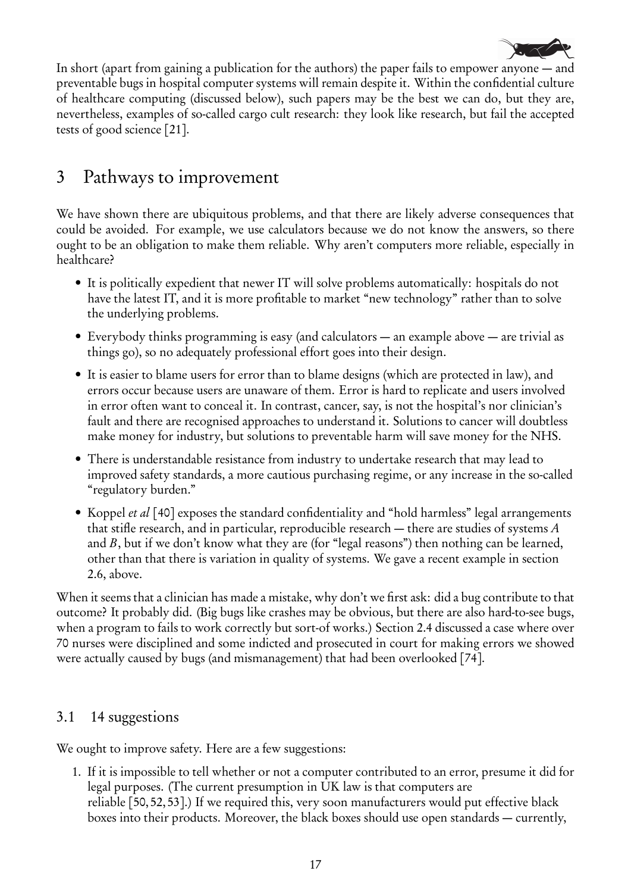In short (apart from gaining a publication for the authors) the paper fails to empower anyone — and preventable bugs in hospital computer systems will remain despite it. Within the confidential culture of healthcare computing (discussed below), such papers may be the best we can do, but they are, nevertheless, examples of so-called cargo cult research: they look like research, but fail the accepted tests of good science [21].

# 3 Pathways to improvement

We have shown there are ubiquitous problems, and that there are likely adverse consequences that could be avoided. For example, we use calculators because we do not know the answers, so there ought to be an obligation to make them reliable. Why aren't computers more reliable, especially in healthcare?

- It is politically expedient that newer IT will solve problems automatically: hospitals do not have the latest IT, and it is more profitable to market "new technology" rather than to solve the underlying problems.
- Everybody thinks programming is easy (and calculators — an example above — are trivial as things go), so no adequately professional effort goes into their design.
- It is easier to blame users for error than to blame designs (which are protected in law), and errors occur because users are unaware of them. Error is hard to replicate and users involved in error often want to conceal it. In contrast, cancer, say, is not the hospital's nor clinician's fault and there are recognised approaches to understand it. Solutions to cancer will doubtless make money for industry, but solutions to preventable harm will save money for the NHS.
- There is understandable resistance from industry to undertake research that may lead to improved safety standards, a more cautious purchasing regime, or any increase in the so-called "regulatory burden."
- Koppel *et al* [40] exposes the standard confidentiality and "hold harmless" legal arrangements that stifle research, and in particular, reproducible research — there are studies of systems $A$ and $B$, but if we don't know what they are (for "legal reasons") then nothing can be learned, other than that there is variation in quality of systems. We gave a recent example in section 2.6, above.

When it seems that a clinician has made a mistake, why don't we first ask: did a bug contribute to that outcome? It probably did. (Big bugs like crashes may be obvious, but there are also hard-to-see bugs, when a program to fails to work correctly but sort-of works.) Section 2.4 discussed a case where over 70 nurses were disciplined and some indicted and prosecuted in court for making errors we showed were actually caused by bugs (and mismanagement) that had been overlooked [74].

## 3.1 14 suggestions

We ought to improve safety. Here are a few suggestions:

1. If it is impossible to tell whether or not a computer contributed to an error, presume it did for legal purposes. (The current presumption in UK law is that computers are reliable [50, 52, 53].) If we required this, very soon manufacturers would put effective black boxes into their products. Moreover, the black boxes should use open standards — currently,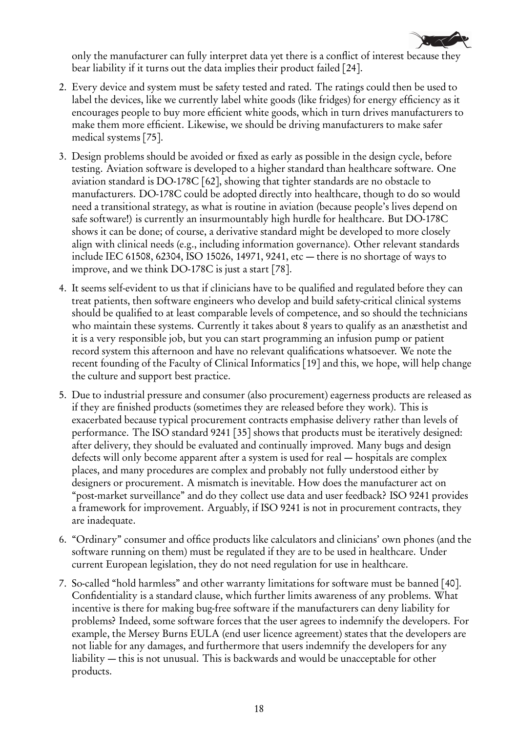only the manufacturer can fully interpret data yet there is a conflict of interest because they bear liability if it turns out the data implies their product failed [24].

2. Every device and system must be safety tested and rated. The ratings could then be used to label the devices, like we currently label white goods (like fridges) for energy efficiency as it encourages people to buy more efficient white goods, which in turn drives manufacturers to make them more efficient. Likewise, we should be driving manufacturers to make safer medical systems [75].

3. Design problems should be avoided or fixed as early as possible in the design cycle, before testing. Aviation software is developed to a higher standard than healthcare software. One aviation standard is DO-178C [62], showing that tighter standards are no obstacle to manufacturers. DO-178C could be adopted directly into healthcare, though to do so would need a transitional strategy, as what is routine in aviation (because people's lives depend on safe software!) is currently an insurmountably high hurdle for healthcare. But DO-178C shows it can be done; of course, a derivative standard might be developed to more closely align with clinical needs (e.g., including information governance). Other relevant standards include IEC 61508, 62304, ISO 15026, 14971, 9241, etc — there is no shortage of ways to improve, and we think DO-178C is just a start [78].

4. It seems self-evident to us that if clinicians have to be qualified and regulated before they can treat patients, then software engineers who develop and build safety-critical clinical systems should be qualified to at least comparable levels of competence, and so should the technicians who maintain these systems. Currently it takes about 8 years to qualify as an anæsthetist and it is a very responsible job, but you can start programming an infusion pump or patient record system this afternoon and have no relevant qualifications whatsoever. We note the recent founding of the Faculty of Clinical Informatics [19] and this, we hope, will help change the culture and support best practice.

5. Due to industrial pressure and consumer (also procurement) eagerness products are released as if they are finished products (sometimes they are released before they work). This is exacerbated because typical procurement contracts emphasise delivery rather than levels of performance. The ISO standard 9241 [35] shows that products must be iteratively designed: after delivery, they should be evaluated and continually improved. Many bugs and design defects will only become apparent after a system is used for real — hospitals are complex places, and many procedures are complex and probably not fully understood either by designers or procurement. A mismatch is inevitable. How does the manufacturer act on "post-market surveillance" and do they collect use data and user feedback? ISO 9241 provides a framework for improvement. Arguably, if ISO 9241 is not in procurement contracts, they are inadequate.

6. "Ordinary" consumer and office products like calculators and clinicians' own phones (and the software running on them) must be regulated if they are to be used in healthcare. Under current European legislation, they do not need regulation for use in healthcare.

7. So-called "hold harmless" and other warranty limitations for software must be banned [40]. Confidentiality is a standard clause, which further limits awareness of any problems. What incentive is there for making bug-free software if the manufacturers can deny liability for problems? Indeed, some software forces that the user agrees to indemnify the developers. For example, the Mersey Burns EULA (end user licence agreement) states that the developers are not liable for any damages, and furthermore that users indemnify the developers for any liability — this is not unusual. This is backwards and would be unacceptable for other products.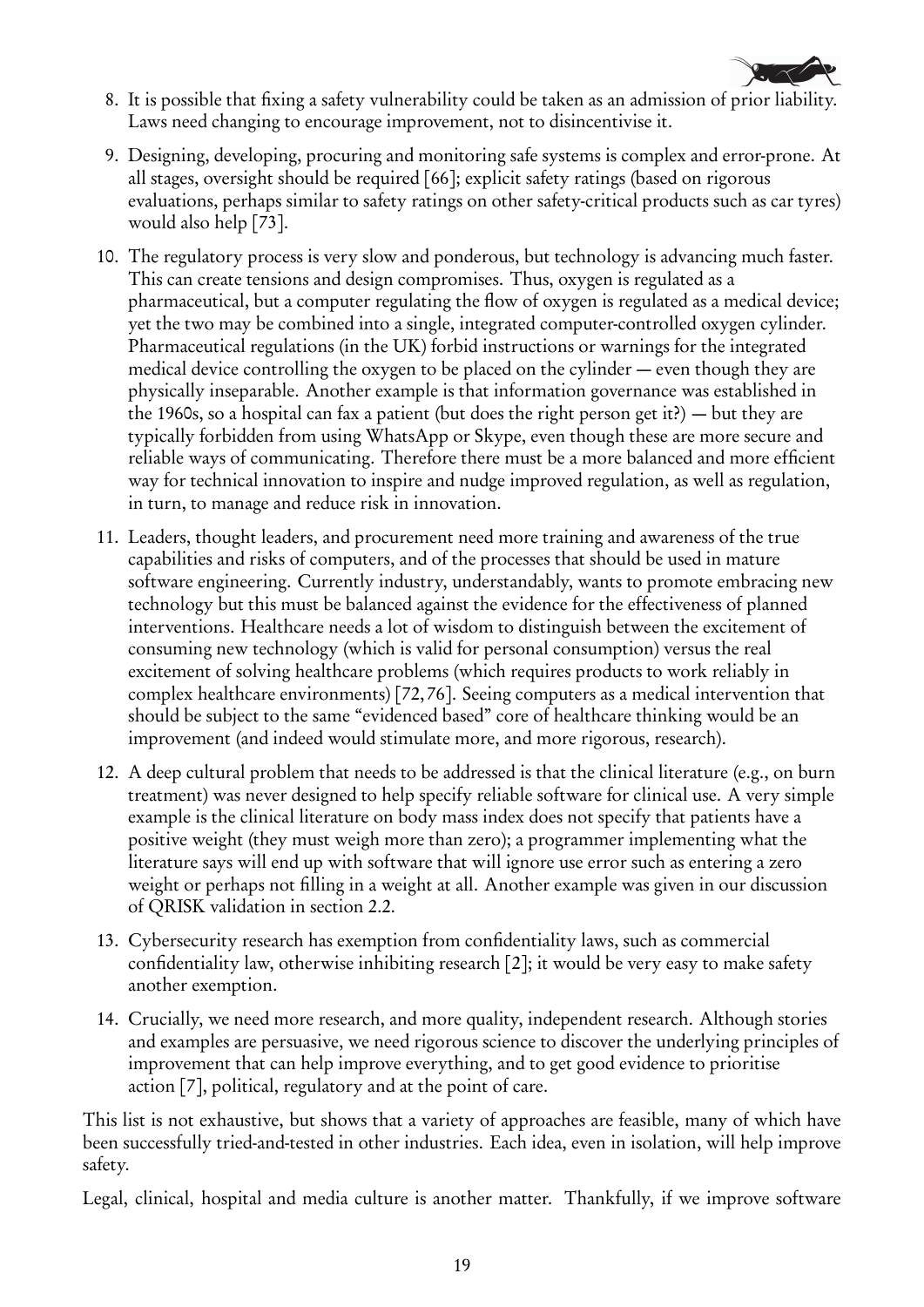8. It is possible that fixing a safety vulnerability could be taken as an admission of prior liability. Laws need changing to encourage improvement, not to disincentivise it.

9. Designing, developing, procuring and monitoring safe systems is complex and error-prone. At all stages, oversight should be required [66]; explicit safety ratings (based on rigorous evaluations, perhaps similar to safety ratings on other safety-critical products such as car tyres) would also help [73].

10. The regulatory process is very slow and ponderous, but technology is advancing much faster. This can create tensions and design compromises. Thus, oxygen is regulated as a pharmaceutical, but a computer regulating the flow of oxygen is regulated as a medical device; yet the two may be combined into a single, integrated computer-controlled oxygen cylinder. Pharmaceutical regulations (in the UK) forbid instructions or warnings for the integrated medical device controlling the oxygen to be placed on the cylinder — even though they are physically inseparable. Another example is that information governance was established in the 1960s, so a hospital can fax a patient (but does the right person get it?) — but they are typically forbidden from using WhatsApp or Skype, even though these are more secure and reliable ways of communicating. Therefore there must be a more balanced and more efficient way for technical innovation to inspire and nudge improved regulation, as well as regulation, in turn, to manage and reduce risk in innovation.

11. Leaders, thought leaders, and procurement need more training and awareness of the true capabilities and risks of computers, and of the processes that should be used in mature software engineering. Currently industry, understandably, wants to promote embracing new technology but this must be balanced against the evidence for the effectiveness of planned interventions. Healthcare needs a lot of wisdom to distinguish between the excitement of consuming new technology (which is valid for personal consumption) versus the real excitement of solving healthcare problems (which requires products to work reliably in complex healthcare environments) [72,76]. Seeing computers as a medical intervention that should be subject to the same "evidenced based" core of healthcare thinking would be an improvement (and indeed would stimulate more, and more rigorous, research).

12. A deep cultural problem that needs to be addressed is that the clinical literature (e.g., on burn treatment) was never designed to help specify reliable software for clinical use. A very simple example is the clinical literature on body mass index does not specify that patients have a positive weight (they must weigh more than zero); a programmer implementing what the literature says will end up with software that will ignore use error such as entering a zero weight or perhaps not filling in a weight at all. Another example was given in our discussion of QRISK validation in section 2.2.

13. Cybersecurity research has exemption from confidentiality laws, such as commercial confidentiality law, otherwise inhibiting research [2]; it would be very easy to make safety another exemption.

14. Crucially, we need more research, and more quality, independent research. Although stories and examples are persuasive, we need rigorous science to discover the underlying principles of improvement that can help improve everything, and to get good evidence to prioritise action [7], political, regulatory and at the point of care.

This list is not exhaustive, but shows that a variety of approaches are feasible, many of which have been successfully tried-and-tested in other industries. Each idea, even in isolation, will help improve safety.

Legal, clinical, hospital and media culture is another matter. Thankfully, if we improve software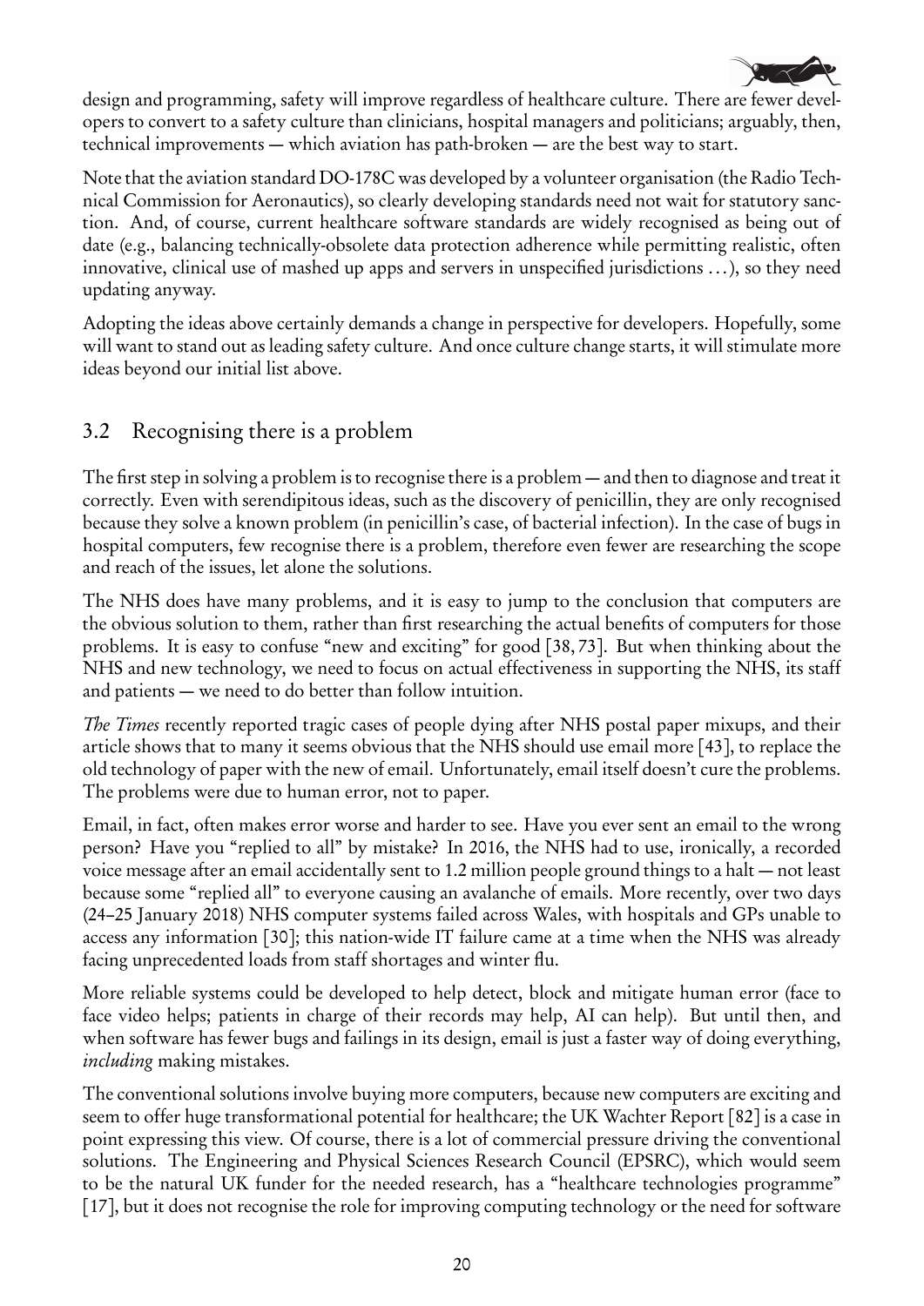design and programming, safety will improve regardless of healthcare culture. There are fewer developers to convert to a safety culture than clinicians, hospital managers and politicians; arguably, then, technical improvements — which aviation has path-broken — are the best way to start.

Note that the aviation standard DO-178C was developed by a volunteer organisation (the Radio Technical Commission for Aeronautics), so clearly developing standards need not wait for statutory sanction. And, of course, current healthcare software standards are widely recognised as being out of date (e.g., balancing technically-obsolete data protection adherence while permitting realistic, often innovative, clinical use of mashed up apps and servers in unspecified jurisdictions …), so they need updating anyway.

Adopting the ideas above certainly demands a change in perspective for developers. Hopefully, some will want to stand out as leading safety culture. And once culture change starts, it will stimulate more ideas beyond our initial list above.

## 3.2 Recognising there is a problem

The first step in solving a problem is to recognise there is a problem — and then to diagnose and treat it correctly. Even with serendipitous ideas, such as the discovery of penicillin, they are only recognised because they solve a known problem (in penicillin's case, of bacterial infection). In the case of bugs in hospital computers, few recognise there is a problem, therefore even fewer are researching the scope and reach of the issues, let alone the solutions.

The NHS does have many problems, and it is easy to jump to the conclusion that computers are the obvious solution to them, rather than first researching the actual benefits of computers for those problems. It is easy to confuse "new and exciting" for good [38, 73]. But when thinking about the NHS and new technology, we need to focus on actual effectiveness in supporting the NHS, its staff and patients — we need to do better than follow intuition.

*The Times* recently reported tragic cases of people dying after NHS postal paper mixups, and their article shows that to many it seems obvious that the NHS should use email more [43], to replace the old technology of paper with the new of email. Unfortunately, email itself doesn't cure the problems. The problems were due to human error, not to paper.

Email, in fact, often makes error worse and harder to see. Have you ever sent an email to the wrong person? Have you "replied to all" by mistake? In 2016, the NHS had to use, ironically, a recorded voice message after an email accidentally sent to 1.2 million people ground things to a halt — not least because some "replied all" to everyone causing an avalanche of emails. More recently, over two days (24–25 January 2018) NHS computer systems failed across Wales, with hospitals and GPs unable to access any information [30]; this nation-wide IT failure came at a time when the NHS was already facing unprecedented loads from staff shortages and winter flu.

More reliable systems could be developed to help detect, block and mitigate human error (face to face video helps; patients in charge of their records may help, AI can help). But until then, and when software has fewer bugs and failings in its design, email is just a faster way of doing everything, *including* making mistakes.

The conventional solutions involve buying more computers, because new computers are exciting and seem to offer huge transformational potential for healthcare; the UK Wachter Report [82] is a case in point expressing this view. Of course, there is a lot of commercial pressure driving the conventional solutions. The Engineering and Physical Sciences Research Council (EPSRC), which would seem to be the natural UK funder for the needed research, has a "healthcare technologies programme" [17], but it does not recognise the role for improving computing technology or the need for software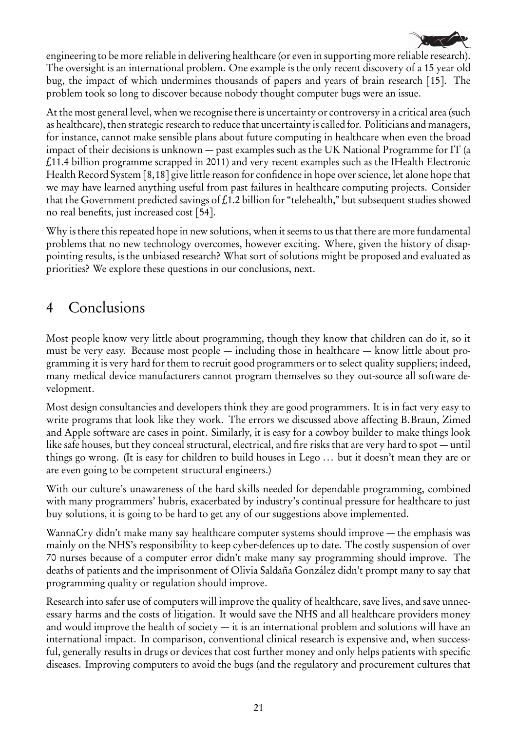engineering to be more reliable in delivering healthcare (or even in supporting more reliable research). The oversight is an international problem. One example is the only recent discovery of a 15 year old bug, the impact of which undermines thousands of papers and years of brain research [15]. The problem took so long to discover because nobody thought computer bugs were an issue.

At the most general level, when we recognise there is uncertainty or controversy in a critical area (such as healthcare), then strategic research to reduce that uncertainty is called for. Politicians and managers, for instance, cannot make sensible plans about future computing in healthcare when even the broad impact of their decisions is unknown — past examples such as the UK National Programme for IT (a £11.4 billion programme scrapped in 2011) and very recent examples such as the IHealth Electronic Health Record System [8,18] give little reason for confidence in hope over science, let alone hope that we may have learned anything useful from past failures in healthcare computing projects. Consider that the Government predicted savings of £1.2 billion for "telehealth," but subsequent studies showed no real benefits, just increased cost [54].

Why is there this repeated hope in new solutions, when it seems to us that there are more fundamental problems that no new technology overcomes, however exciting. Where, given the history of disappointing results, is the unbiased research? What sort of solutions might be proposed and evaluated as priorities? We explore these questions in our conclusions, next.

# 4 Conclusions

Most people know very little about programming, though they know that children can do it, so it must be very easy. Because most people — including those in healthcare — know little about programming it is very hard for them to recruit good programmers or to select quality suppliers; indeed, many medical device manufacturers cannot program themselves so they out-source all software development.

Most design consultancies and developers think they are good programmers. It is in fact very easy to write programs that look like they work. The errors we discussed above affecting B.Braun, Zimed and Apple software are cases in point. Similarly, it is easy for a cowboy builder to make things look like safe houses, but they conceal structural, electrical, and fire risks that are very hard to spot — until things go wrong. (It is easy for children to build houses in Lego … but it doesn't mean they are or are even going to be competent structural engineers.)

With our culture's unawareness of the hard skills needed for dependable programming, combined with many programmers' hubris, exacerbated by industry's continual pressure for healthcare to just buy solutions, it is going to be hard to get any of our suggestions above implemented.

WannaCry didn't make many say healthcare computer systems should improve — the emphasis was mainly on the NHS's responsibility to keep cyber-defences up to date. The costly suspension of over 70 nurses because of a computer error didn't make many say programming should improve. The deaths of patients and the imprisonment of Olivia Saldaña González didn't prompt many to say that programming quality or regulation should improve.

Research into safer use of computers will improve the quality of healthcare, save lives, and save unnecessary harms and the costs of litigation. It would save the NHS and all healthcare providers money and would improve the health of society — it is an international problem and solutions will have an international impact. In comparison, conventional clinical research is expensive and, when successful, generally results in drugs or devices that cost further money and only helps patients with specific diseases. Improving computers to avoid the bugs (and the regulatory and procurement cultures that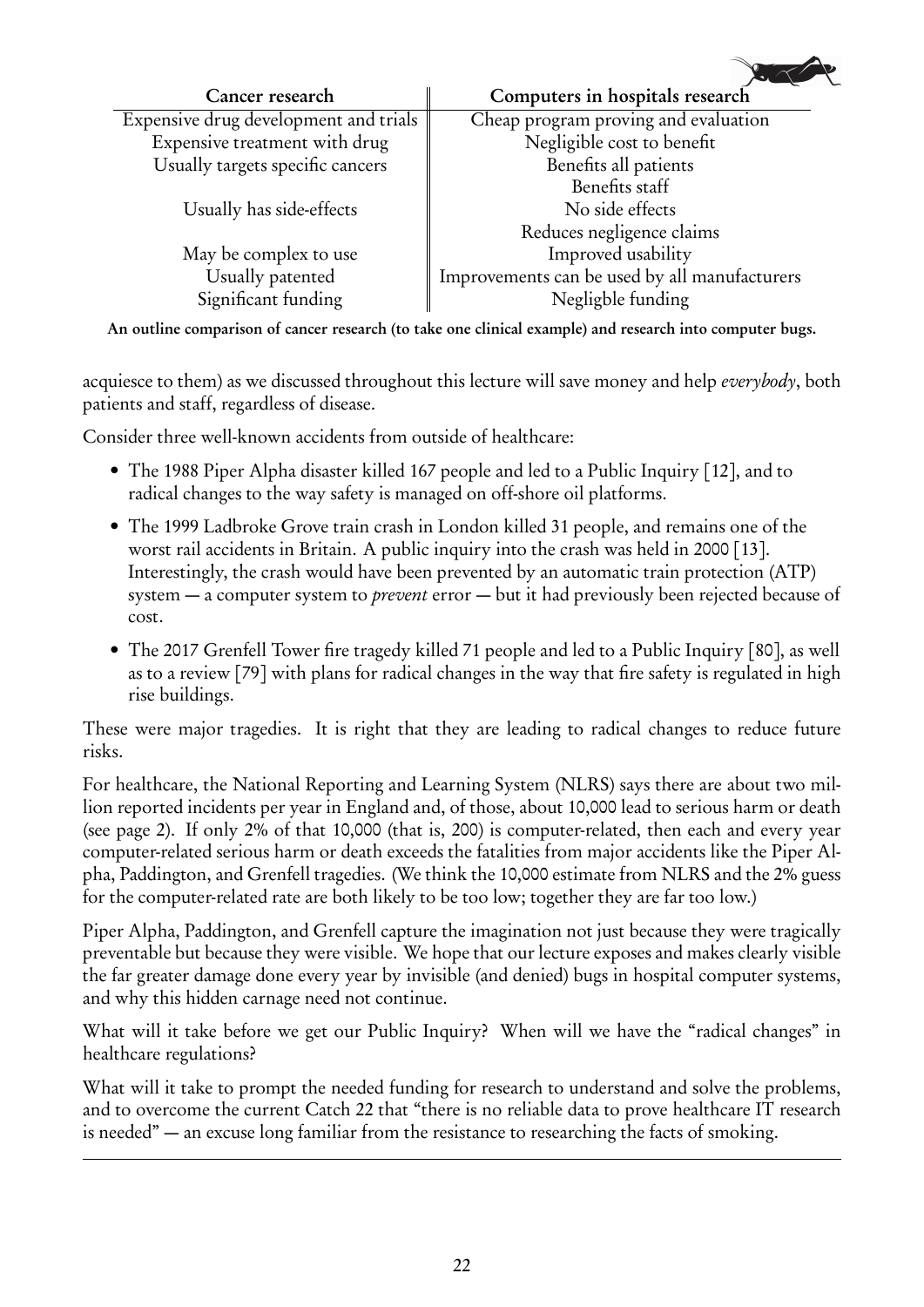| Cancer research | Computers in hospitals research |
|---|---|
| Expensive drug development and trials | Cheap program proving and evaluation |
| Expensive treatment with drug | Negligible cost to benefit |
| Usually targets specific cancers | Benefits all patients |
| | Benefits staff |
| Usually has side-effects | No side effects |
| | Reduces negligence claims |
| May be complex to use | Improved usability |
| Usually patented | Improvements can be used by all manufacturers |
| Significant funding | Negligble funding |

**An outline comparison of cancer research (to take one clinical example) and research into computer bugs.**

acquiesce to them) as we discussed throughout this lecture will save money and help *everybody*, both patients and staff, regardless of disease.

Consider three well-known accidents from outside of healthcare:

- The 1988 Piper Alpha disaster killed 167 people and led to a Public Inquiry [12], and to radical changes to the way safety is managed on off-shore oil platforms.
- The 1999 Ladbroke Grove train crash in London killed 31 people, and remains one of the worst rail accidents in Britain. A public inquiry into the crash was held in 2000 [13]. Interestingly, the crash would have been prevented by an automatic train protection (ATP) system — a computer system to *prevent* error — but it had previously been rejected because of cost.
- The 2017 Grenfell Tower fire tragedy killed 71 people and led to a Public Inquiry [80], as well as to a review [79] with plans for radical changes in the way that fire safety is regulated in high rise buildings.

These were major tragedies. It is right that they are leading to radical changes to reduce future risks.

For healthcare, the National Reporting and Learning System (NLRS) says there are about two million reported incidents per year in England and, of those, about 10,000 lead to serious harm or death (see page 2). If only 2% of that 10,000 (that is, 200) is computer-related, then each and every year computer-related serious harm or death exceeds the fatalities from major accidents like the Piper Alpha, Paddington, and Grenfell tragedies. (We think the 10,000 estimate from NLRS and the 2% guess for the computer-related rate are both likely to be too low; together they are far too low.)

Piper Alpha, Paddington, and Grenfell capture the imagination not just because they were tragically preventable but because they were visible. We hope that our lecture exposes and makes clearly visible the far greater damage done every year by invisible (and denied) bugs in hospital computer systems, and why this hidden carnage need not continue.

What will it take before we get our Public Inquiry? When will we have the "radical changes" in healthcare regulations?

What will it take to prompt the needed funding for research to understand and solve the problems, and to overcome the current Catch 22 that "there is no reliable data to prove healthcare IT research is needed" — an excuse long familiar from the resistance to researching the facts of smoking.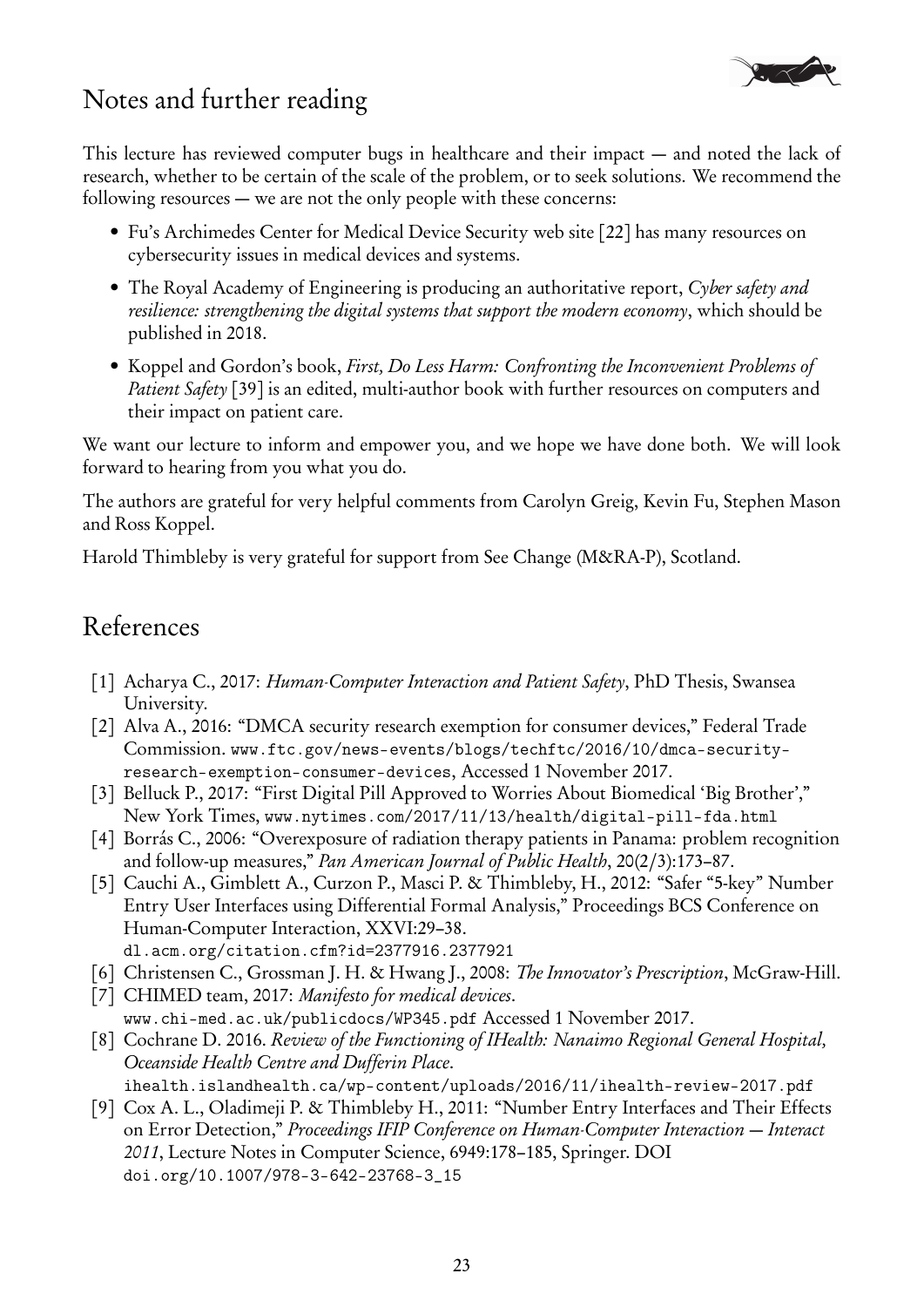## Notes and further reading

This lecture has reviewed computer bugs in healthcare and their impact — and noted the lack of research, whether to be certain of the scale of the problem, or to seek solutions. We recommend the following resources — we are not the only people with these concerns:

- Fu's Archimedes Center for Medical Device Security web site [22] has many resources on cybersecurity issues in medical devices and systems.
- The Royal Academy of Engineering is producing an authoritative report, *Cyber safety and resilience: strengthening the digital systems that support the modern economy*, which should be published in 2018.
- Koppel and Gordon's book, *First, Do Less Harm: Confronting the Inconvenient Problems of Patient Safety* [39] is an edited, multi-author book with further resources on computers and their impact on patient care.

We want our lecture to inform and empower you, and we hope we have done both. We will look forward to hearing from you what you do.

The authors are grateful for very helpful comments from Carolyn Greig, Kevin Fu, Stephen Mason and Ross Koppel.

Harold Thimbleby is very grateful for support from See Change (M&RA-P), Scotland.

## References

[1] Acharya C., 2017: *Human-Computer Interaction and Patient Safety*, PhD Thesis, Swansea University.

[2] Alva A., 2016: "DMCA security research exemption for consumer devices," Federal Trade Commission. www.ftc.gov/news-events/blogs/techftc/2016/10/dmca-security-research-exemption-consumer-devices, Accessed 1 November 2017.

[3] Belluck P., 2017: "First Digital Pill Approved to Worries About Biomedical 'Big Brother'," New York Times, www.nytimes.com/2017/11/13/health/digital-pill-fda.html

[4] Borrás C., 2006: "Overexposure of radiation therapy patients in Panama: problem recognition and follow-up measures," *Pan American Journal of Public Health*, 20(2/3):173–87.

[5] Cauchi A., Gimblett A., Curzon P., Masci P. & Thimbleby, H., 2012: "Safer "5-key" Number Entry User Interfaces using Differential Formal Analysis," Proceedings BCS Conference on Human-Computer Interaction, XXVI:29–38. dl.acm.org/citation.cfm?id=2377916.2377921

[6] Christensen C., Grossman J. H. & Hwang J., 2008: *The Innovator's Prescription*, McGraw-Hill.

[7] CHIMED team, 2017: *Manifesto for medical devices*. www.chi-med.ac.uk/publicdocs/WP345.pdf Accessed 1 November 2017.

[8] Cochrane D. 2016. *Review of the Functioning of IHealth: Nanaimo Regional General Hospital, Oceanside Health Centre and Dufferin Place*. ihealth.islandhealth.ca/wp-content/uploads/2016/11/ihealth-review-2017.pdf

[9] Cox A. L., Oladimeji P. & Thimbleby H., 2011: "Number Entry Interfaces and Their Effects on Error Detection," *Proceedings IFIP Conference on Human-Computer Interaction — Interact 2011*, Lecture Notes in Computer Science, 6949:178–185, Springer. DOI doi.org/10.1007/978-3-642-23768-3_15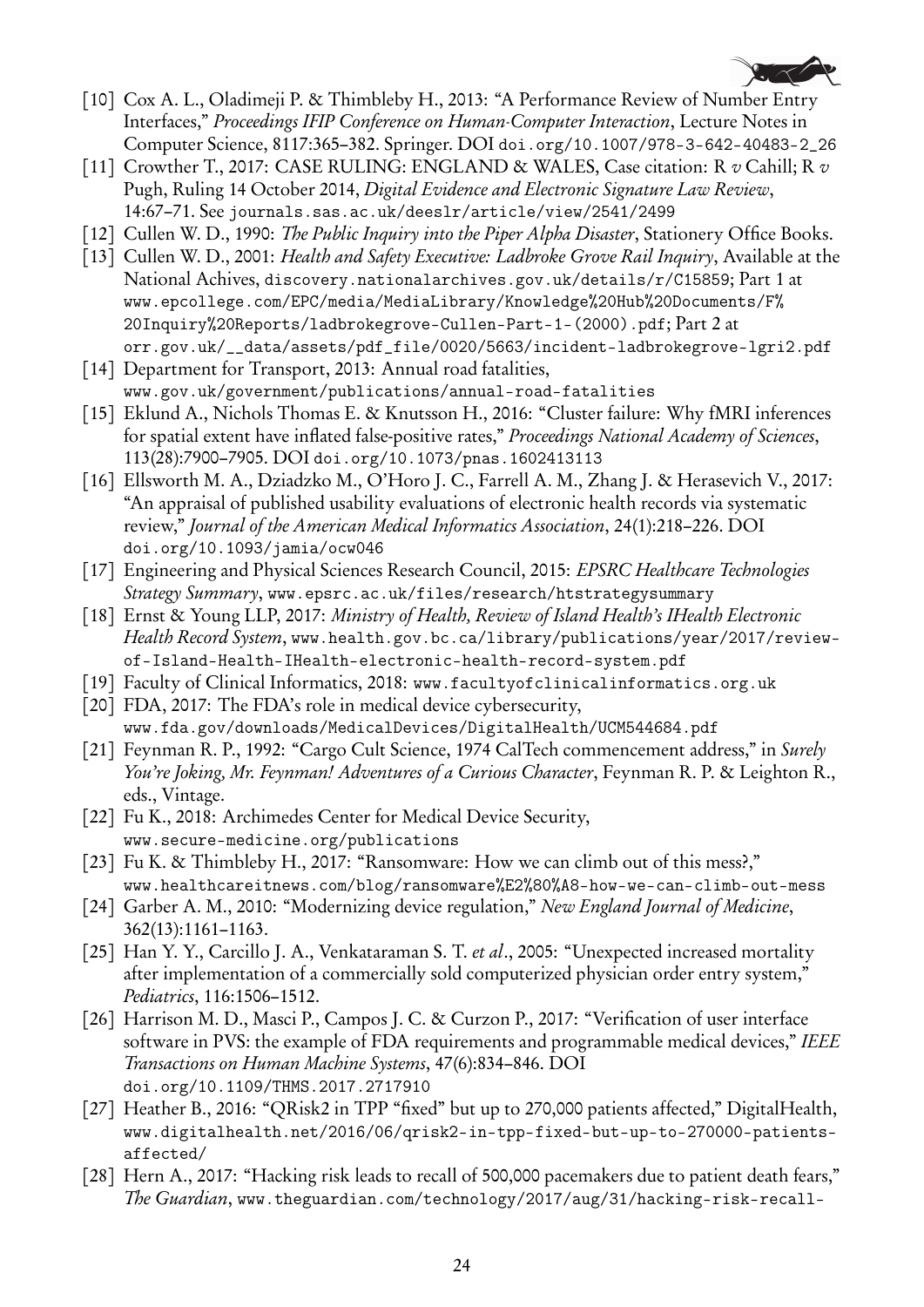[10] Cox A. L., Oladimeji P. & Thimbleby H., 2013: "A Performance Review of Number Entry Interfaces," *Proceedings IFIP Conference on Human-Computer Interaction*, Lecture Notes in Computer Science, 8117:365–382. Springer. DOI doi.org/10.1007/978-3-642-40483-2_26

[11] Crowther T., 2017: CASE RULING: ENGLAND & WALES, Case citation: R *v* Cahill; R *v* Pugh, Ruling 14 October 2014, *Digital Evidence and Electronic Signature Law Review*, 14:67–71. See journals.sas.ac.uk/deeslr/article/view/2541/2499

[12] Cullen W. D., 1990: *The Public Inquiry into the Piper Alpha Disaster*, Stationery Office Books.

[13] Cullen W. D., 2001: *Health and Safety Executive: Ladbroke Grove Rail Inquiry*, Available at the National Achives, discovery.nationalarchives.gov.uk/details/r/C15859; Part 1 at www.epcollege.com/EPC/media/MediaLibrary/Knowledge%20Hub%20Documents/F%20Inquiry%20Reports/ladbrokegrove-Cullen-Part-1-(2000).pdf; Part 2 at orr.gov.uk/__data/assets/pdf_file/0020/5663/incident-ladbrokegrove-lgri2.pdf

[14] Department for Transport, 2013: Annual road fatalities, www.gov.uk/government/publications/annual-road-fatalities

[15] Eklund A., Nichols Thomas E. & Knutsson H., 2016: "Cluster failure: Why fMRI inferences for spatial extent have inflated false-positive rates," *Proceedings National Academy of Sciences*, 113(28):7900–7905. DOI doi.org/10.1073/pnas.1602413113

[16] Ellsworth M. A., Dziadzko M., O'Horo J. C., Farrell A. M., Zhang J. & Herasevich V., 2017: "An appraisal of published usability evaluations of electronic health records via systematic review," *Journal of the American Medical Informatics Association*, 24(1):218–226. DOI doi.org/10.1093/jamia/ocw046

[17] Engineering and Physical Sciences Research Council, 2015: *EPSRC Healthcare Technologies Strategy Summary*, www.epsrc.ac.uk/files/research/htstrategysummary

[18] Ernst & Young LLP, 2017: *Ministry of Health, Review of Island Health's IHealth Electronic Health Record System*, www.health.gov.bc.ca/library/publications/year/2017/review-of-Island-Health-IHealth-electronic-health-record-system.pdf

[19] Faculty of Clinical Informatics, 2018: www.facultyofclinicalinformatics.org.uk

[20] FDA, 2017: The FDA's role in medical device cybersecurity, www.fda.gov/downloads/MedicalDevices/DigitalHealth/UCM544684.pdf

[21] Feynman R. P., 1992: "Cargo Cult Science, 1974 CalTech commencement address," in *Surely You're Joking, Mr. Feynman! Adventures of a Curious Character*, Feynman R. P. & Leighton R., eds., Vintage.

[22] Fu K., 2018: Archimedes Center for Medical Device Security, www.secure-medicine.org/publications

[23] Fu K. & Thimbleby H., 2017: "Ransomware: How we can climb out of this mess?," www.healthcareitnews.com/blog/ransomware%E2%80%A8-how-we-can-climb-out-mess

[24] Garber A. M., 2010: "Modernizing device regulation," *New England Journal of Medicine*, 362(13):1161–1163.

[25] Han Y. Y., Carcillo J. A., Venkataraman S. T. *et al*., 2005: "Unexpected increased mortality after implementation of a commercially sold computerized physician order entry system," *Pediatrics*, 116:1506–1512.

[26] Harrison M. D., Masci P., Campos J. C. & Curzon P., 2017: "Verification of user interface software in PVS: the example of FDA requirements and programmable medical devices," *IEEE Transactions on Human Machine Systems*, 47(6):834–846. DOI doi.org/10.1109/THMS.2017.2717910

[27] Heather B., 2016: "QRisk2 in TPP "fixed" but up to 270,000 patients affected," DigitalHealth, www.digitalhealth.net/2016/06/qrisk2-in-tpp-fixed-but-up-to-270000-patients-affected/

[28] Hern A., 2017: "Hacking risk leads to recall of 500,000 pacemakers due to patient death fears," *The Guardian*, www.theguardian.com/technology/2017/aug/31/hacking-risk-recall-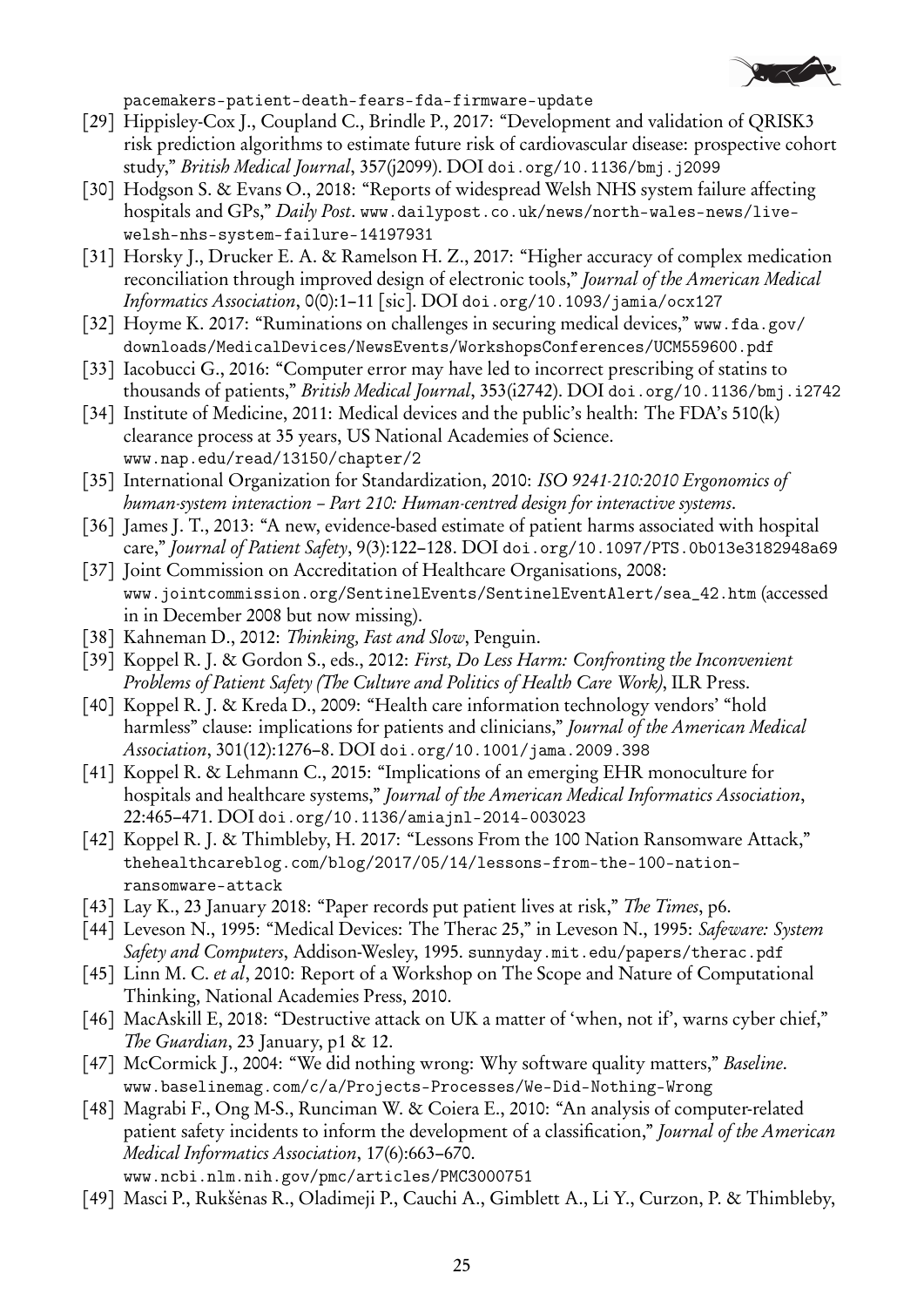pacemakers-patient-death-fears-fda-firmware-update

[29] Hippisley-Cox J., Coupland C., Brindle P., 2017: "Development and validation of QRISK3 risk prediction algorithms to estimate future risk of cardiovascular disease: prospective cohort study," *British Medical Journal*, 357(j2099). DOI doi.org/10.1136/bmj.j2099

[30] Hodgson S. & Evans O., 2018: "Reports of widespread Welsh NHS system failure affecting hospitals and GPs," *Daily Post*. www.dailypost.co.uk/news/north-wales-news/live-welsh-nhs-system-failure-14197931

[31] Horsky J., Drucker E. A. & Ramelson H. Z., 2017: "Higher accuracy of complex medication reconciliation through improved design of electronic tools," *Journal of the American Medical Informatics Association*, 0(0):1–11 [sic]. DOI doi.org/10.1093/jamia/ocx127

[32] Hoyme K. 2017: "Ruminations on challenges in securing medical devices," www.fda.gov/downloads/MedicalDevices/NewsEvents/WorkshopsConferences/UCM559600.pdf

[33] Iacobucci G., 2016: "Computer error may have led to incorrect prescribing of statins to thousands of patients," *British Medical Journal*, 353(i2742). DOI doi.org/10.1136/bmj.i2742

[34] Institute of Medicine, 2011: Medical devices and the public's health: The FDA's 510(k) clearance process at 35 years, US National Academies of Science. www.nap.edu/read/13150/chapter/2

[35] International Organization for Standardization, 2010: *ISO 9241-210:2010 Ergonomics of human-system interaction – Part 210: Human-centred design for interactive systems*.

[36] James J. T., 2013: "A new, evidence-based estimate of patient harms associated with hospital care," *Journal of Patient Safety*, 9(3):122–128. DOI doi.org/10.1097/PTS.0b013e3182948a69

[37] Joint Commission on Accreditation of Healthcare Organisations, 2008: www.jointcommission.org/SentinelEvents/SentinelEventAlert/sea_42.htm (accessed in in December 2008 but now missing).

[38] Kahneman D., 2012: *Thinking, Fast and Slow*, Penguin.

[39] Koppel R. J. & Gordon S., eds., 2012: *First, Do Less Harm: Confronting the Inconvenient Problems of Patient Safety (The Culture and Politics of Health Care Work)*, ILR Press.

[40] Koppel R. J. & Kreda D., 2009: "Health care information technology vendors' "hold harmless" clause: implications for patients and clinicians," *Journal of the American Medical Association*, 301(12):1276–8. DOI doi.org/10.1001/jama.2009.398

[41] Koppel R. & Lehmann C., 2015: "Implications of an emerging EHR monoculture for hospitals and healthcare systems," *Journal of the American Medical Informatics Association*, 22:465–471. DOI doi.org/10.1136/amiajnl-2014-003023

[42] Koppel R. J. & Thimbleby, H. 2017: "Lessons From the 100 Nation Ransomware Attack," thehealthcareblog.com/blog/2017/05/14/lessons-from-the-100-nation-ransomware-attack

[43] Lay K., 23 January 2018: "Paper records put patient lives at risk," *The Times*, p6.

[44] Leveson N., 1995: "Medical Devices: The Therac 25," in Leveson N., 1995: *Safeware: System Safety and Computers*, Addison-Wesley, 1995. sunnyday.mit.edu/papers/therac.pdf

[45] Linn M. C. *et al*, 2010: Report of a Workshop on The Scope and Nature of Computational Thinking, National Academies Press, 2010.

[46] MacAskill E, 2018: "Destructive attack on UK a matter of 'when, not if', warns cyber chief," *The Guardian*, 23 January, p1 & 12.

[47] McCormick J., 2004: "We did nothing wrong: Why software quality matters," *Baseline*. www.baselinemag.com/c/a/Projects-Processes/We-Did-Nothing-Wrong

[48] Magrabi F., Ong M-S., Runciman W. & Coiera E., 2010: "An analysis of computer-related patient safety incidents to inform the development of a classification," *Journal of the American Medical Informatics Association*, 17(6):663–670. www.ncbi.nlm.nih.gov/pmc/articles/PMC3000751

[49] Masci P., Rukšėnas R., Oladimeji P., Cauchi A., Gimblett A., Li Y., Curzon, P. & Thimbleby,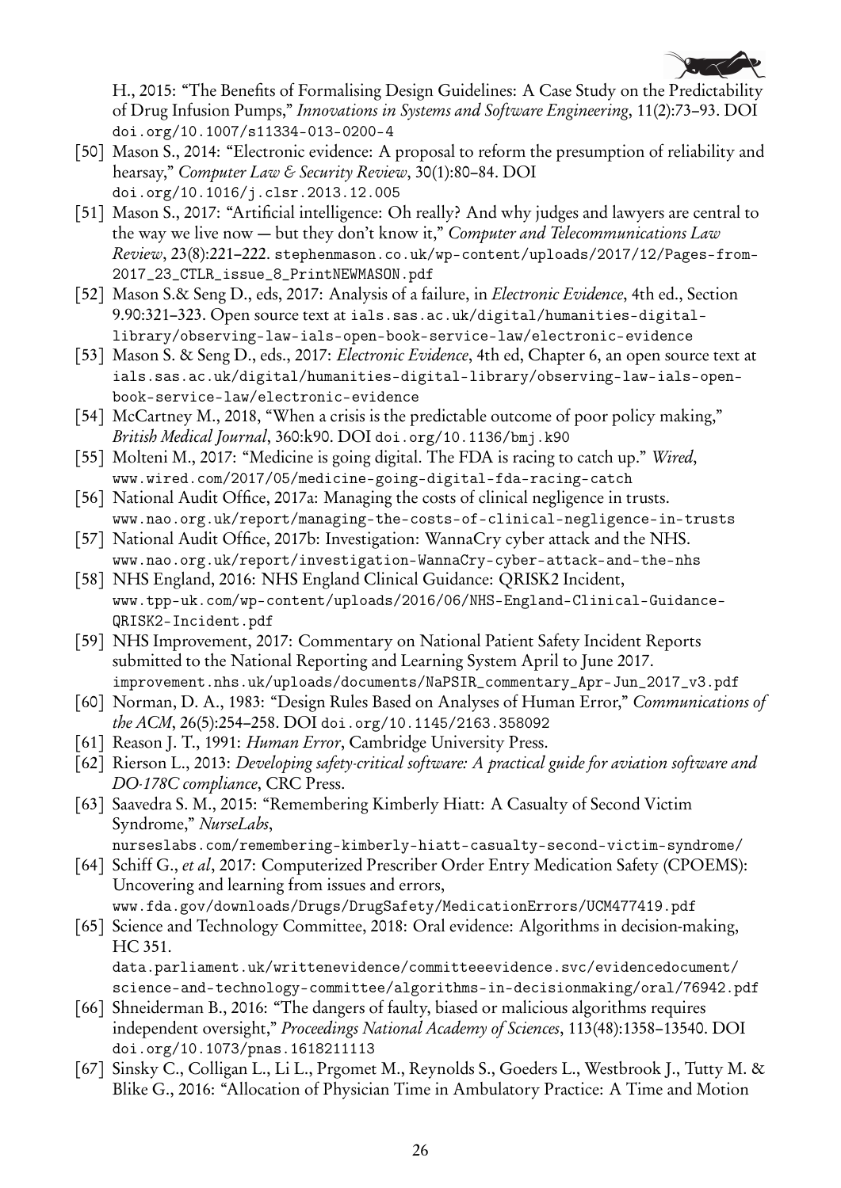H., 2015: "The Benefits of Formalising Design Guidelines: A Case Study on the Predictability of Drug Infusion Pumps," *Innovations in Systems and Software Engineering*, 11(2):73–93. DOI `doi.org/10.1007/s11334-013-0200-4`

[50] Mason S., 2014: "Electronic evidence: A proposal to reform the presumption of reliability and hearsay," *Computer Law & Security Review*, 30(1):80–84. DOI `doi.org/10.1016/j.clsr.2013.12.005`

[51] Mason S., 2017: "Artificial intelligence: Oh really? And why judges and lawyers are central to the way we live now — but they don't know it," *Computer and Telecommunications Law Review*, 23(8):221–222. `stephenmason.co.uk/wp-content/uploads/2017/12/Pages-from-2017_23_CTLR_issue_8_PrintNEWMASON.pdf`

[52] Mason S.& Seng D., eds, 2017: Analysis of a failure, in *Electronic Evidence*, 4th ed., Section 9.90:321–323. Open source text at `ials.sas.ac.uk/digital/humanities-digital-library/observing-law-ials-open-book-service-law/electronic-evidence`

[53] Mason S. & Seng D., eds., 2017: *Electronic Evidence*, 4th ed, Chapter 6, an open source text at `ials.sas.ac.uk/digital/humanities-digital-library/observing-law-ials-open-book-service-law/electronic-evidence`

[54] McCartney M., 2018, "When a crisis is the predictable outcome of poor policy making," *British Medical Journal*, 360:k90. DOI `doi.org/10.1136/bmj.k90`

[55] Molteni M., 2017: "Medicine is going digital. The FDA is racing to catch up." *Wired*, `www.wired.com/2017/05/medicine-going-digital-fda-racing-catch`

[56] National Audit Office, 2017a: Managing the costs of clinical negligence in trusts. `www.nao.org.uk/report/managing-the-costs-of-clinical-negligence-in-trusts`

[57] National Audit Office, 2017b: Investigation: WannaCry cyber attack and the NHS. `www.nao.org.uk/report/investigation-WannaCry-cyber-attack-and-the-nhs`

[58] NHS England, 2016: NHS England Clinical Guidance: QRISK2 Incident, `www.tpp-uk.com/wp-content/uploads/2016/06/NHS-England-Clinical-Guidance-QRISK2-Incident.pdf`

[59] NHS Improvement, 2017: Commentary on National Patient Safety Incident Reports submitted to the National Reporting and Learning System April to June 2017. `improvement.nhs.uk/uploads/documents/NaPSIR_commentary_Apr-Jun_2017_v3.pdf`

[60] Norman, D. A., 1983: "Design Rules Based on Analyses of Human Error," *Communications of the ACM*, 26(5):254–258. DOI `doi.org/10.1145/2163.358092`

[61] Reason J. T., 1991: *Human Error*, Cambridge University Press.

[62] Rierson L., 2013: *Developing safety-critical software: A practical guide for aviation software and DO-178C compliance*, CRC Press.

[63] Saavedra S. M., 2015: "Remembering Kimberly Hiatt: A Casualty of Second Victim Syndrome," *NurseLabs*, `nurseslabs.com/remembering-kimberly-hiatt-casualty-second-victim-syndrome/`

[64] Schiff G., *et al*, 2017: Computerized Prescriber Order Entry Medication Safety (CPOEMS): Uncovering and learning from issues and errors, `www.fda.gov/downloads/Drugs/DrugSafety/MedicationErrors/UCM477419.pdf`

[65] Science and Technology Committee, 2018: Oral evidence: Algorithms in decision-making, HC 351. `data.parliament.uk/writtenevidence/committeeevidence.svc/evidencedocument/science-and-technology-committee/algorithms-in-decisionmaking/oral/76942.pdf`

[66] Shneiderman B., 2016: "The dangers of faulty, biased or malicious algorithms requires independent oversight," *Proceedings National Academy of Sciences*, 113(48):1358–13540. DOI `doi.org/10.1073/pnas.1618211113`

[67] Sinsky C., Colligan L., Li L., Prgomet M., Reynolds S., Goeders L., Westbrook J., Tutty M. & Blike G., 2016: "Allocation of Physician Time in Ambulatory Practice: A Time and Motion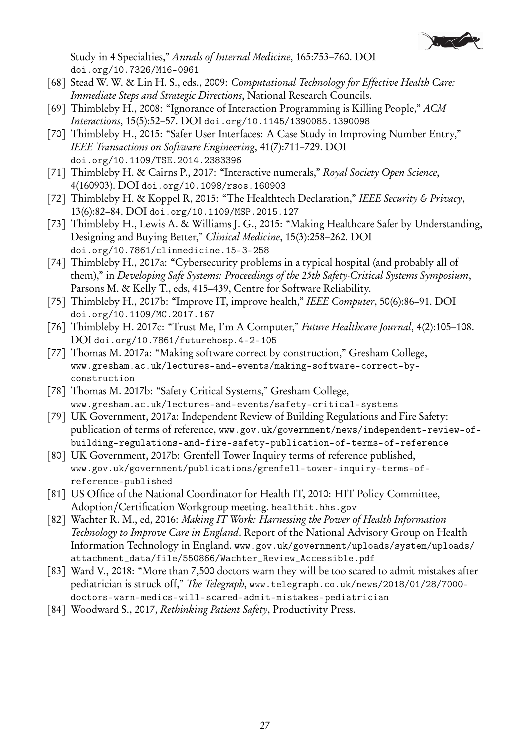Study in 4 Specialties," *Annals of Internal Medicine*, 165:753–760. DOI `doi.org/10.7326/M16-0961`

- [68] Stead W. W. & Lin H. S., eds., 2009: *Computational Technology for Effective Health Care: Immediate Steps and Strategic Directions*, National Research Councils.
- [69] Thimbleby H., 2008: "Ignorance of Interaction Programming is Killing People," *ACM Interactions*, 15(5):52–57. DOI `doi.org/10.1145/1390085.1390098`
- [70] Thimbleby H., 2015: "Safer User Interfaces: A Case Study in Improving Number Entry," *IEEE Transactions on Software Engineering*, 41(7):711–729. DOI `doi.org/10.1109/TSE.2014.2383396`
- [71] Thimbleby H. & Cairns P., 2017: "Interactive numerals," *Royal Society Open Science*, 4(160903). DOI `doi.org/10.1098/rsos.160903`
- [72] Thimbleby H. & Koppel R, 2015: "The Healthtech Declaration," *IEEE Security & Privacy*, 13(6):82–84. DOI `doi.org/10.1109/MSP.2015.127`
- [73] Thimbleby H., Lewis A. & Williams J. G., 2015: "Making Healthcare Safer by Understanding, Designing and Buying Better," *Clinical Medicine*, 15(3):258–262. DOI `doi.org/10.7861/clinmedicine.15-3-258`
- [74] Thimbleby H., 2017a: "Cybersecurity problems in a typical hospital (and probably all of them)," in *Developing Safe Systems: Proceedings of the 25th Safety-Critical Systems Symposium*, Parsons M. & Kelly T., eds, 415–439, Centre for Software Reliability.
- [75] Thimbleby H., 2017b: "Improve IT, improve health," *IEEE Computer*, 50(6):86–91. DOI `doi.org/10.1109/MC.2017.167`
- [76] Thimbleby H. 2017c: "Trust Me, I'm A Computer," *Future Healthcare Journal*, 4(2):105–108. DOI `doi.org/10.7861/futurehosp.4-2-105`
- [77] Thomas M. 2017a: "Making software correct by construction," Gresham College, `www.gresham.ac.uk/lectures-and-events/making-software-correct-by-construction`
- [78] Thomas M. 2017b: "Safety Critical Systems," Gresham College, `www.gresham.ac.uk/lectures-and-events/safety-critical-systems`
- [79] UK Government, 2017a: Independent Review of Building Regulations and Fire Safety: publication of terms of reference, `www.gov.uk/government/news/independent-review-of-building-regulations-and-fire-safety-publication-of-terms-of-reference`
- [80] UK Government, 2017b: Grenfell Tower Inquiry terms of reference published, `www.gov.uk/government/publications/grenfell-tower-inquiry-terms-of-reference-published`
- [81] US Office of the National Coordinator for Health IT, 2010: HIT Policy Committee, Adoption/Certification Workgroup meeting. `healthit.hhs.gov`
- [82] Wachter R. M., ed, 2016: *Making IT Work: Harnessing the Power of Health Information Technology to Improve Care in England*. Report of the National Advisory Group on Health Information Technology in England. `www.gov.uk/government/uploads/system/uploads/attachment_data/file/550866/Wachter_Review_Accessible.pdf`
- [83] Ward V., 2018: "More than 7,500 doctors warn they will be too scared to admit mistakes after pediatrician is struck off," *The Telegraph*, `www.telegraph.co.uk/news/2018/01/28/7000-doctors-warn-medics-will-scared-admit-mistakes-pediatrician`
- [84] Woodward S., 2017, *Rethinking Patient Safety*, Productivity Press.